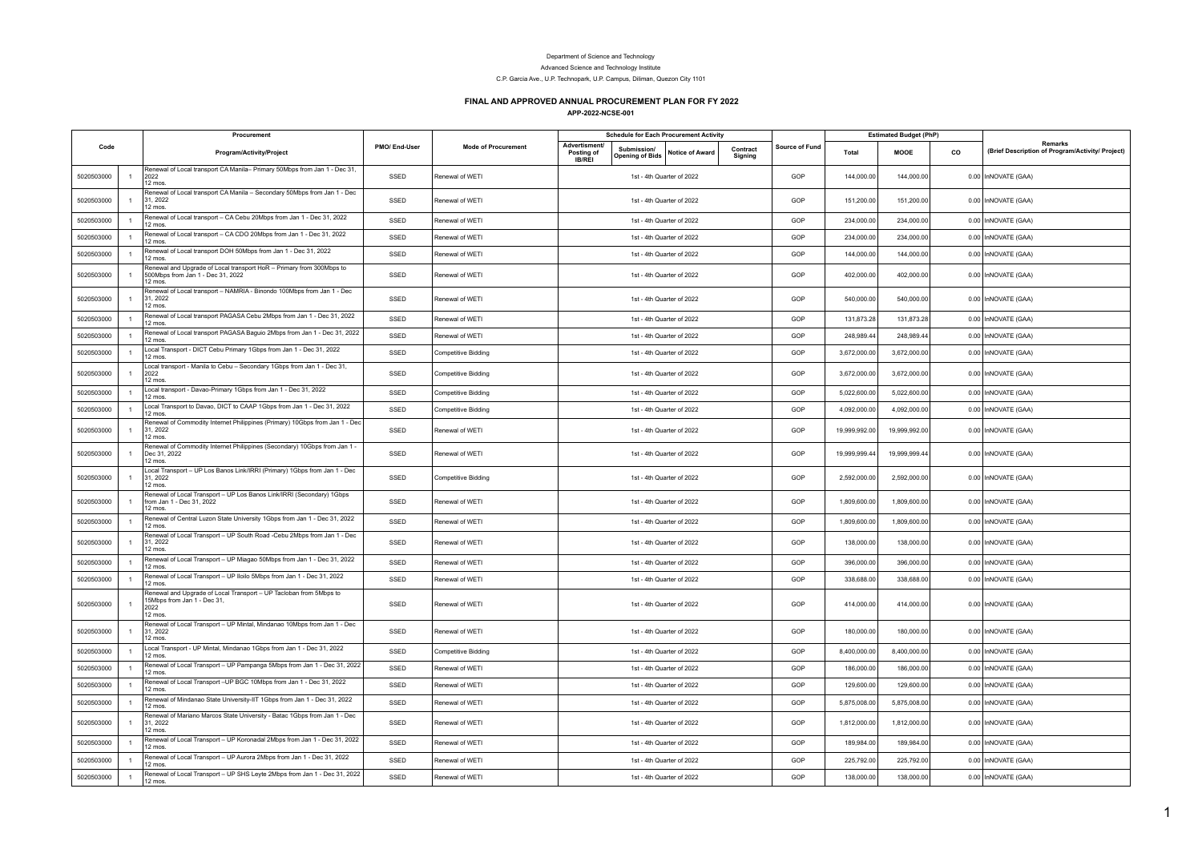Department of Science and Technology

Advanced Science and Technology Institute

C.P. Garcia Ave., U.P. Technopark, U.P. Campus, Diliman, Quezon City 1101

# FINAL AND APPROVED ANNUAL PROCUREMENT PLAN FOR FY 2022

**APP-2022-NCSE-001**

| Code | | Procurement Program/Activity/Project | PMO/ End-User | Mode of Procurement | Schedule for Each Procurement Activity | | | | Source of Fund | Estimated Budget (PhP) | | | Remarks (Brief Description of Program/Activity/ Project) |
|---|---|---|---|---|---|---|---|---|---|---|---|---|---|
| | | | | | Advertisment/ Posting of IB/REI | Submission/ Opening of Bids | Notice of Award | Contract Signing | | Total | MOOE | CO | |
| 5020503000 | 1 | Renewal of Local transport CA Manila– Primary 50Mbps from Jan 1 - Dec 31, 2022 12 mos. | SSED | Renewal of WETI | 1st - 4th Quarter of 2022 | | | | GOP | 144,000.00 | 144,000.00 | 0.00 | InNOVATE (GAA) |
| 5020503000 | 1 | Renewal of Local transport CA Manila – Secondary 50Mbps from Jan 1 - Dec 31, 2022 12 mos. | SSED | Renewal of WETI | 1st - 4th Quarter of 2022 | | | | GOP | 151,200.00 | 151,200.00 | 0.00 | InNOVATE (GAA) |
| 5020503000 | 1 | Renewal of Local transport – CA Cebu 20Mbps from Jan 1 - Dec 31, 2022 12 mos. | SSED | Renewal of WETI | 1st - 4th Quarter of 2022 | | | | GOP | 234,000.00 | 234,000.00 | 0.00 | InNOVATE (GAA) |
| 5020503000 | 1 | Renewal of Local transport – CA CDO 20Mbps from Jan 1 - Dec 31, 2022 12 mos. | SSED | Renewal of WETI | 1st - 4th Quarter of 2022 | | | | GOP | 234,000.00 | 234,000.00 | 0.00 | InNOVATE (GAA) |
| 5020503000 | 1 | Renewal of Local transport DOH 50Mbps from Jan 1 - Dec 31, 2022 12 mos. | SSED | Renewal of WETI | 1st - 4th Quarter of 2022 | | | | GOP | 144,000.00 | 144,000.00 | 0.00 | InNOVATE (GAA) |
| 5020503000 | 1 | Renewal and Upgrade of Local transport HoR – Primary from 300Mbps to 500Mbps from Jan 1 - Dec 31, 2022 12 mos. | SSED | Renewal of WETI | 1st - 4th Quarter of 2022 | | | | GOP | 402,000.00 | 402,000.00 | 0.00 | InNOVATE (GAA) |
| 5020503000 | 1 | Renewal of Local transport – NAMRIA - Binondo 100Mbps from Jan 1 - Dec 31, 2022 12 mos. | SSED | Renewal of WETI | 1st - 4th Quarter of 2022 | | | | GOP | 540,000.00 | 540,000.00 | 0.00 | InNOVATE (GAA) |
| 5020503000 | 1 | Renewal of Local transport PAGASA Cebu 2Mbps from Jan 1 - Dec 31, 2022 12 mos. | SSED | Renewal of WETI | 1st - 4th Quarter of 2022 | | | | GOP | 131,873.28 | 131,873.28 | 0.00 | InNOVATE (GAA) |
| 5020503000 | 1 | Renewal of Local transport PAGASA Baguio 2Mbps from Jan 1 - Dec 31, 2022 12 mos. | SSED | Renewal of WETI | 1st - 4th Quarter of 2022 | | | | GOP | 248,989.44 | 248,989.44 | 0.00 | InNOVATE (GAA) |
| 5020503000 | 1 | Local Transport - DICT Cebu Primary 1Gbps from Jan 1 - Dec 31, 2022 12 mos. | SSED | Competitive Bidding | 1st - 4th Quarter of 2022 | | | | GOP | 3,672,000.00 | 3,672,000.00 | 0.00 | InNOVATE (GAA) |
| 5020503000 | 1 | Local transport - Manila to Cebu – Secondary 1Gbps from Jan 1 - Dec 31, 2022 12 mos. | SSED | Competitive Bidding | 1st - 4th Quarter of 2022 | | | | GOP | 3,672,000.00 | 3,672,000.00 | 0.00 | InNOVATE (GAA) |
| 5020503000 | 1 | Local transport - Davao-Primary 1Gbps from Jan 1 - Dec 31, 2022 12 mos. | SSED | Competitive Bidding | 1st - 4th Quarter of 2022 | | | | GOP | 5,022,600.00 | 5,022,600.00 | 0.00 | InNOVATE (GAA) |
| 5020503000 | 1 | Local Transport to Davao, DICT to CAAP 1Gbps from Jan 1 - Dec 31, 2022 12 mos. | SSED | Competitive Bidding | 1st - 4th Quarter of 2022 | | | | GOP | 4,092,000.00 | 4,092,000.00 | 0.00 | InNOVATE (GAA) |
| 5020503000 | 1 | Renewal of Commodity Internet Philippines (Primary) 10Gbps from Jan 1 - Dec 31, 2022 12 mos. | SSED | Renewal of WETI | 1st - 4th Quarter of 2022 | | | | GOP | 19,999,992.00 | 19,999,992.00 | 0.00 | InNOVATE (GAA) |
| 5020503000 | 1 | Renewal of Commodity Internet Philippines (Secondary) 10Gbps from Jan 1 - Dec 31, 2022 12 mos. | SSED | Renewal of WETI | 1st - 4th Quarter of 2022 | | | | GOP | 19,999,999.44 | 19,999,999.44 | 0.00 | InNOVATE (GAA) |
| 5020503000 | 1 | Local Transport – UP Los Banos Link/IRRI (Primary) 1Gbps from Jan 1 - Dec 31, 2022 12 mos. | SSED | Competitive Bidding | 1st - 4th Quarter of 2022 | | | | GOP | 2,592,000.00 | 2,592,000.00 | 0.00 | InNOVATE (GAA) |
| 5020503000 | 1 | Renewal of Local Transport – UP Los Banos Link/IRRI (Secondary) 1Gbps from Jan 1 - Dec 31, 2022 12 mos. | SSED | Renewal of WETI | 1st - 4th Quarter of 2022 | | | | GOP | 1,809,600.00 | 1,809,600.00 | 0.00 | InNOVATE (GAA) |
| 5020503000 | 1 | Renewal of Central Luzon State University 1Gbps from Jan 1 - Dec 31, 2022 12 mos. | SSED | Renewal of WETI | 1st - 4th Quarter of 2022 | | | | GOP | 1,809,600.00 | 1,809,600.00 | 0.00 | InNOVATE (GAA) |
| 5020503000 | 1 | Renewal of Local Transport – UP South Road -Cebu 2Mbps from Jan 1 - Dec 31, 2022 12 mos. | SSED | Renewal of WETI | 1st - 4th Quarter of 2022 | | | | GOP | 138,000.00 | 138,000.00 | 0.00 | InNOVATE (GAA) |
| 5020503000 | 1 | Renewal of Local Transport – UP Miagao 50Mbps from Jan 1 - Dec 31, 2022 12 mos. | SSED | Renewal of WETI | 1st - 4th Quarter of 2022 | | | | GOP | 396,000.00 | 396,000.00 | 0.00 | InNOVATE (GAA) |
| 5020503000 | 1 | Renewal of Local Transport – UP Iloilo 5Mbps from Jan 1 - Dec 31, 2022 12 mos. | SSED | Renewal of WETI | 1st - 4th Quarter of 2022 | | | | GOP | 338,688.00 | 338,688.00 | 0.00 | InNOVATE (GAA) |
| 5020503000 | 1 | Renewal and Upgrade of Local Transport – UP Tacloban from 5Mbps to 15Mbps from Jan 1 - Dec 31, 2022 12 mos. | SSED | Renewal of WETI | 1st - 4th Quarter of 2022 | | | | GOP | 414,000.00 | 414,000.00 | 0.00 | InNOVATE (GAA) |
| 5020503000 | 1 | Renewal of Local Transport – UP Mintal, Mindanao 10Mbps from Jan 1 - Dec 31, 2022 12 mos. | SSED | Renewal of WETI | 1st - 4th Quarter of 2022 | | | | GOP | 180,000.00 | 180,000.00 | 0.00 | InNOVATE (GAA) |
| 5020503000 | 1 | Local Transport - UP Mintal, Mindanao 1Gbps from Jan 1 - Dec 31, 2022 12 mos. | SSED | Competitive Bidding | 1st - 4th Quarter of 2022 | | | | GOP | 8,400,000.00 | 8,400,000.00 | 0.00 | InNOVATE (GAA) |
| 5020503000 | 1 | Renewal of Local Transport – UP Pampanga 5Mbps from Jan 1 - Dec 31, 2022 12 mos. | SSED | Renewal of WETI | 1st - 4th Quarter of 2022 | | | | GOP | 186,000.00 | 186,000.00 | 0.00 | InNOVATE (GAA) |
| 5020503000 | 1 | Renewal of Local Transport –UP BGC 10Mbps from Jan 1 - Dec 31, 2022 12 mos. | SSED | Renewal of WETI | 1st - 4th Quarter of 2022 | | | | GOP | 129,600.00 | 129,600.00 | 0.00 | InNOVATE (GAA) |
| 5020503000 | 1 | Renewal of Mindanao State University-IIT 1Gbps from Jan 1 - Dec 31, 2022 12 mos. | SSED | Renewal of WETI | 1st - 4th Quarter of 2022 | | | | GOP | 5,875,008.00 | 5,875,008.00 | 0.00 | InNOVATE (GAA) |
| 5020503000 | 1 | Renewal of Mariano Marcos State University - Batac 1Gbps from Jan 1 - Dec 31, 2022 12 mos. | SSED | Renewal of WETI | 1st - 4th Quarter of 2022 | | | | GOP | 1,812,000.00 | 1,812,000.00 | 0.00 | InNOVATE (GAA) |
| 5020503000 | 1 | Renewal of Local Transport – UP Koronadal 2Mbps from Jan 1 - Dec 31, 2022 12 mos. | SSED | Renewal of WETI | 1st - 4th Quarter of 2022 | | | | GOP | 189,984.00 | 189,984.00 | 0.00 | InNOVATE (GAA) |
| 5020503000 | 1 | Renewal of Local Transport – UP Aurora 2Mbps from Jan 1 - Dec 31, 2022 12 mos. | SSED | Renewal of WETI | 1st - 4th Quarter of 2022 | | | | GOP | 225,792.00 | 225,792.00 | 0.00 | InNOVATE (GAA) |
| 5020503000 | 1 | Renewal of Local Transport – UP SHS Leyte 2Mbps from Jan 1 - Dec 31, 2022 12 mos. | SSED | Renewal of WETI | 1st - 4th Quarter of 2022 | | | | GOP | 138,000.00 | 138,000.00 | 0.00 | InNOVATE (GAA) |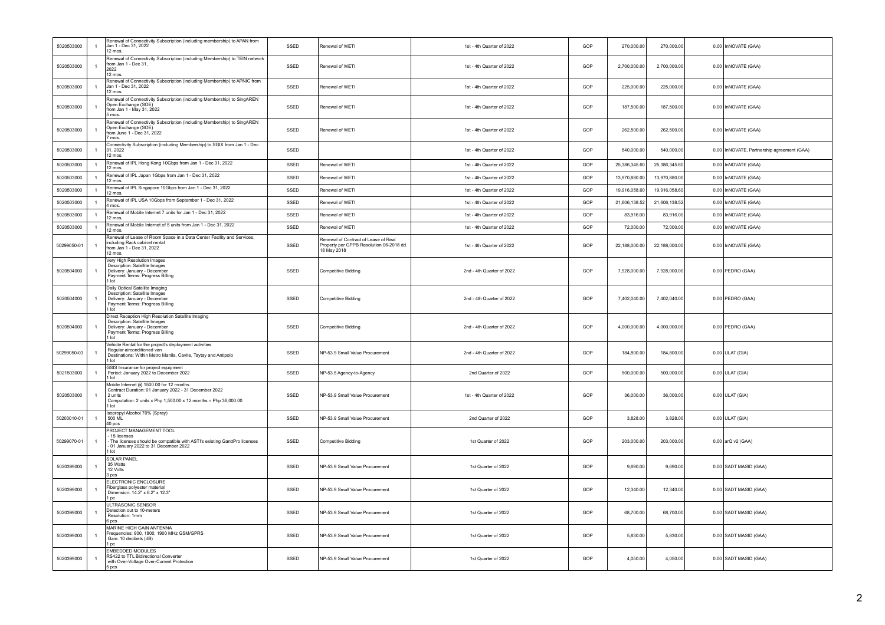| | | | | | | | | | | |
|---|---|---|---|---|---|---|---|---|---|---|
| 5020503000 | 1 | Renewal of Connectivity Subscription (including membership) to APAN from Jan 1 - Dec 31, 2022<br>12 mos. | SSED | Renewal of WETI | 1st - 4th Quarter of 2022 | GOP | 270,000.00 | 270,000.00 | 0.00 | InNOVATE (GAA) |
| 5020503000 | 1 | Renewal of Connectivity Subscription (including Membership) to TEIN network from Jan 1 - Dec 31, 2022<br>12 mos. | SSED | Renewal of WETI | 1st - 4th Quarter of 2022 | GOP | 2,700,000.00 | 2,700,000.00 | 0.00 | InNOVATE (GAA) |
| 5020503000 | 1 | Renewal of Connectivity Subscription (including Membership) to APNIC from Jan 1 - Dec 31, 2022<br>12 mos. | SSED | Renewal of WETI | 1st - 4th Quarter of 2022 | GOP | 225,000.00 | 225,000.00 | 0.00 | InNOVATE (GAA) |
| 5020503000 | 1 | Renewal of Connectivity Subscription (including Membership) to SingAREN Open Exchange (SOE)<br>from Jan 1 - May 31, 2022<br>5 mos. | SSED | Renewal of WETI | 1st - 4th Quarter of 2022 | GOP | 187,500.00 | 187,500.00 | 0.00 | InNOVATE (GAA) |
| 5020503000 | 1 | Renewal of Connectivity Subscription (including Membership) to SingAREN Open Exchange (SOE)<br>from June 1 - Dec 31, 2022<br>7 mos. | SSED | Renewal of WETI | 1st - 4th Quarter of 2022 | GOP | 262,500.00 | 262,500.00 | 0.00 | InNOVATE (GAA) |
| 5020503000 | 1 | Connectivity Subscription (including Membership) to SGIX from Jan 1 - Dec 31, 2022<br>12 mos. | SSED | | 1st - 4th Quarter of 2022 | GOP | 540,000.00 | 540,000.00 | 0.00 | InNOVATE, Partnership agreement (GAA) |
| 5020503000 | 1 | Renewal of IPL Hong Kong 10Gbps from Jan 1 - Dec 31, 2022<br>12 mos. | SSED | Renewal of WETI | 1st - 4th Quarter of 2022 | GOP | 25,386,345.60 | 25,386,345.60 | 0.00 | InNOVATE (GAA) |
| 5020503000 | 1 | Renewal of IPL Japan 1Gbps from Jan 1 - Dec 31, 2022<br>12 mos. | SSED | Renewal of WETI | 1st - 4th Quarter of 2022 | GOP | 13,970,880.00 | 13,970,880.00 | 0.00 | InNOVATE (GAA) |
| 5020503000 | 1 | Renewal of IPL Singapore 10Gbps from Jan 1 - Dec 31, 2022<br>12 mos. | SSED | Renewal of WETI | 1st - 4th Quarter of 2022 | GOP | 19,916,058.60 | 19,916,058.60 | 0.00 | InNOVATE (GAA) |
| 5020503000 | 1 | Renewal of IPL USA 10Gbps from September 1 - Dec 31, 2022<br>4 mos. | SSED | Renewal of WETI | 1st - 4th Quarter of 2022 | GOP | 21,606,138.52 | 21,606,138.52 | 0.00 | InNOVATE (GAA) |
| 5020503000 | 1 | Renewal of Mobile Internet 7 units for Jan 1 - Dec 31, 2022<br>12 mos. | SSED | Renewal of WETI | 1st - 4th Quarter of 2022 | GOP | 83,916.00 | 83,916.00 | 0.00 | InNOVATE (GAA) |
| 5020503000 | 1 | Renewal of Mobile Internet of 5 units from Jan 1 - Dec 31, 2022<br>12 mos. | SSED | Renewal of WETI | 1st - 4th Quarter of 2022 | GOP | 72,000.00 | 72,000.00 | 0.00 | InNOVATE (GAA) |
| 50299050-01 | 1 | Renewal of Lease of Room Space in a Data Center Facility and Services, including Rack cabinet rental<br>from Jan 1 - Dec 31, 2022<br>12 mos. | SSED | Renewal of Contract of Lease of Real Property per GPPB Resolution 06-2018 dd. 18 May 2018 | 1st - 4th Quarter of 2022 | GOP | 22,188,000.00 | 22,188,000.00 | 0.00 | InNOVATE (GAA) |
| 5020504000 | 1 | Very High Resolution Images<br>Description: Satellite Images<br>Delivery: January - December<br>Payment Terms: Progress Billing<br>1 lot | SSED | Competitive Bidding | 2nd - 4th Quarter of 2022 | GOP | 7,928,000.00 | 7,928,000.00 | 0.00 | PEDRO (GAA) |
| 5020504000 | 1 | Daily Optical Satellite Imaging<br>Description: Satellite Images<br>Delivery: January - December<br>Payment Terms: Progress Billing<br>1 lot | SSED | Competitive Bidding | 2nd - 4th Quarter of 2022 | GOP | 7,402,040.00 | 7,402,040.00 | 0.00 | PEDRO (GAA) |
| 5020504000 | 1 | Direct Reception High Resolution Satellite Imaging<br>Description: Satellite Images<br>Delivery: January - December<br>Payment Terms: Progress Billing<br>1 lot | SSED | Competitive Bidding | 2nd - 4th Quarter of 2022 | GOP | 4,000,000.00 | 4,000,000.00 | 0.00 | PEDRO (GAA) |
| 50299050-03 | 1 | Vehicle Rental for the project's deployment activities<br>Regular airconditioned van<br>Destinations: Within Metro Manila, Cavite, Taytay and Antipolo<br>1 lot | SSED | NP-53.9 Small Value Procurement | 2nd - 4th Quarter of 2022 | GOP | 184,800.00 | 184,800.00 | 0.00 | ULAT (GIA) |
| 5021503000 | 1 | GSIS Insurance for project equipment<br>Period: January 2022 to December 2022<br>1 lot | SSED | NP-53.5 Agency-to-Agency | 2nd Quarter of 2022 | GOP | 500,000.00 | 500,000.00 | 0.00 | ULAT (GIA) |
| 5020503000 | 1 | Mobile Internet @ 1500.00 for 12 months<br>Contract Duration: 01 January 2022 - 31 December 2022<br>2 units<br>Computation: 2 units x Php 1,500.00 x 12 months = Php 36,000.00<br>1 lot | SSED | NP-53.9 Small Value Procurement | 1st - 4th Quarter of 2022 | GOP | 36,000.00 | 36,000.00 | 0.00 | ULAT (GIA) |
| 50203010-01 | 1 | Isopropyl Alcohol 70% (Spray)<br>500 ML<br>40 pcs | SSED | NP-53.9 Small Value Procurement | 2nd Quarter of 2022 | GOP | 3,828.00 | 3,828.00 | 0.00 | ULAT (GIA) |
| 50299070-01 | 1 | PROJECT MANAGEMENT TOOL<br>- 15 licenses<br>- The licenses should be compatible with ASTI's existing GanttPro licenses<br>- 01 January 2022 to 31 December 2022<br>1 lot | SSED | Competitive Bidding | 1st Quarter of 2022 | GOP | 203,000.00 | 203,000.00 | 0.00 | arQ v2 (GAA) |
| 5020399000 | 1 | SOLAR PANEL<br>35 Watts<br>12 Volts<br>3 pcs | SSED | NP-53.9 Small Value Procurement | 1st Quarter of 2022 | GOP | 9,690.00 | 9,690.00 | 0.00 | SADT MASID (GAA) |
| 5020399000 | 1 | ELECTRONIC ENCLOSURE<br>Fiberglass polyester material<br>Dimension: 14.2" x 6.2" x 12.3"<br>1 pc | SSED | NP-53.9 Small Value Procurement | 1st Quarter of 2022 | GOP | 12,340.00 | 12,340.00 | 0.00 | SADT MASID (GAA) |
| 5020399000 | 1 | ULTRASONIC SENSOR<br>Detection out to 10-meters<br>Resolution: 1mm<br>6 pcs | SSED | NP-53.9 Small Value Procurement | 1st Quarter of 2022 | GOP | 68,700.00 | 68,700.00 | 0.00 | SADT MASID (GAA) |
| 5020399000 | 1 | MARINE HIGH GAIN ANTENNA<br>Frequencies: 900, 1800, 1900 MHz GSM/GPRS<br>Gain: 10 decibels (dB)<br>1 pc | SSED | NP-53.9 Small Value Procurement | 1st Quarter of 2022 | GOP | 5,830.00 | 5,830.00 | 0.00 | SADT MASID (GAA) |
| 5020399000 | 1 | EMBEDDED MODULES<br>RS422 to TTL Bidirectional Converter<br>with Over-Voltage Over-Current Protection<br>5 pcs | SSED | NP-53.9 Small Value Procurement | 1st Quarter of 2022 | GOP | 4,050.00 | 4,050.00 | 0.00 | SADT MASID (GAA) |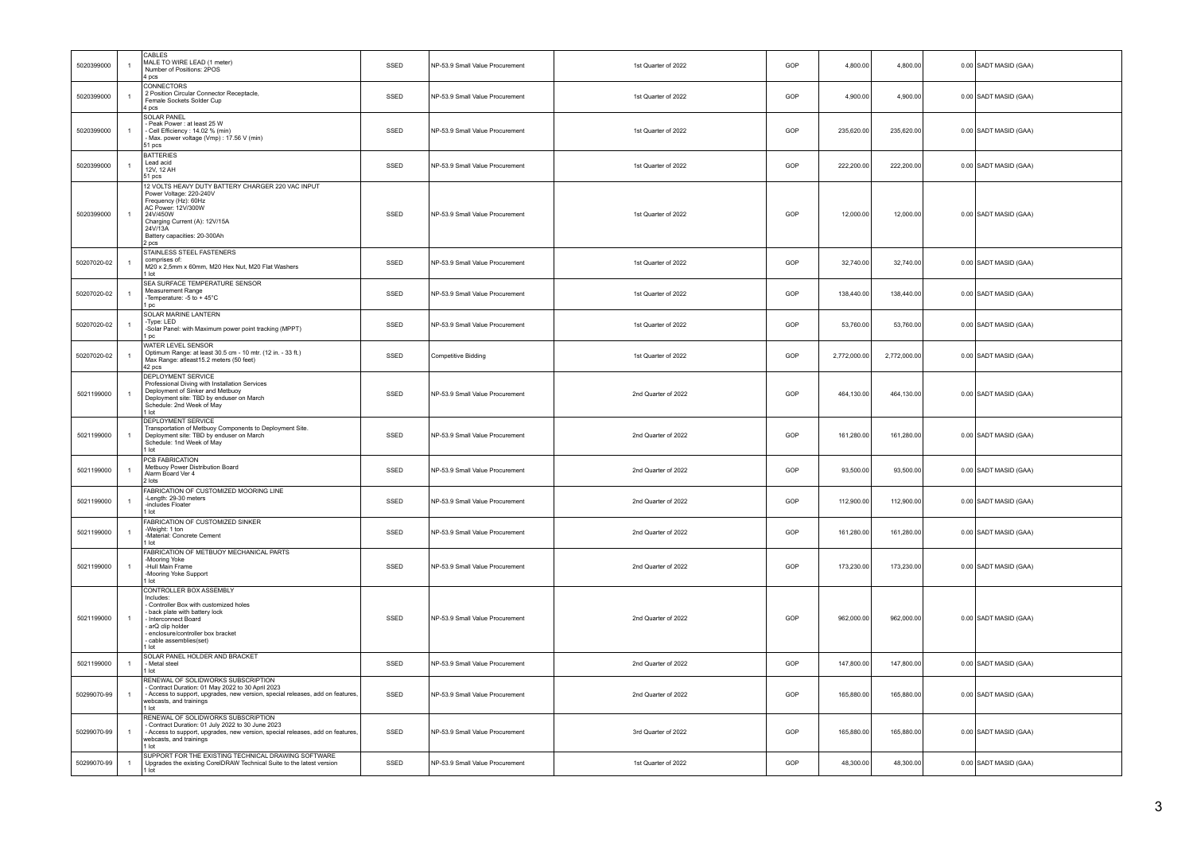| | | | | | | | | | | |
|---|---|---|---|---|---|---|---|---|---|---|
| 5020399000 | 1 | CABLES<br>MALE TO WIRE LEAD (1 meter)<br>Number of Positions: 2POS<br>4 pcs | SSED | NP-53.9 Small Value Procurement | 1st Quarter of 2022 | GOP | 4,800.00 | 4,800.00 | 0.00 | SADT MASID (GAA) |
| 5020399000 | 1 | CONNECTORS<br>2 Position Circular Connector Receptacle,<br>Female Sockets Solder Cup<br>4 pcs | SSED | NP-53.9 Small Value Procurement | 1st Quarter of 2022 | GOP | 4,900.00 | 4,900.00 | 0.00 | SADT MASID (GAA) |
| 5020399000 | 1 | SOLAR PANEL<br>- Peak Power : at least 25 W<br>- Cell Efficiency : 14.02 % (min)<br>- Max. power voltage (Vmp) : 17.56 V (min)<br>51 pcs | SSED | NP-53.9 Small Value Procurement | 1st Quarter of 2022 | GOP | 235,620.00 | 235,620.00 | 0.00 | SADT MASID (GAA) |
| 5020399000 | 1 | BATTERIES<br>Lead acid<br>12V, 12 AH<br>51 pcs | SSED | NP-53.9 Small Value Procurement | 1st Quarter of 2022 | GOP | 222,200.00 | 222,200.00 | 0.00 | SADT MASID (GAA) |
| 5020399000 | 1 | 12 VOLTS HEAVY DUTY BATTERY CHARGER 220 VAC INPUT<br>Power Voltage: 220-240V<br>Frequency (Hz): 60Hz<br>AC Power: 12V/300W<br>24V/450W<br>Charging Current (A): 12V/15A<br>24V/13A<br>Battery capacities: 20-300Ah<br>2 pcs | SSED | NP-53.9 Small Value Procurement | 1st Quarter of 2022 | GOP | 12,000.00 | 12,000.00 | 0.00 | SADT MASID (GAA) |
| 50207020-02 | 1 | STAINLESS STEEL FASTENERS<br>comprises of:<br>M20 x 2,5mm x 60mm, M20 Hex Nut, M20 Flat Washers<br>1 lot | SSED | NP-53.9 Small Value Procurement | 1st Quarter of 2022 | GOP | 32,740.00 | 32,740.00 | 0.00 | SADT MASID (GAA) |
| 50207020-02 | 1 | SEA SURFACE TEMPERATURE SENSOR<br>Measurement Range<br>-Temperature: -5 to + 45°C<br>1 pc | SSED | NP-53.9 Small Value Procurement | 1st Quarter of 2022 | GOP | 138,440.00 | 138,440.00 | 0.00 | SADT MASID (GAA) |
| 50207020-02 | 1 | SOLAR MARINE LANTERN<br>-Type: LED<br>-Solar Panel: with Maximum power point tracking (MPPT)<br>1 pc | SSED | NP-53.9 Small Value Procurement | 1st Quarter of 2022 | GOP | 53,760.00 | 53,760.00 | 0.00 | SADT MASID (GAA) |
| 50207020-02 | 1 | WATER LEVEL SENSOR<br>Optimum Range: at least 30.5 cm - 10 mtr. (12 in. - 33 ft.)<br>Max Range: atleast15.2 meters (50 feet)<br>42 pcs | SSED | Competitive Bidding | 1st Quarter of 2022 | GOP | 2,772,000.00 | 2,772,000.00 | 0.00 | SADT MASID (GAA) |
| 5021199000 | 1 | DEPLOYMENT SERVICE<br>Professional Diving with Installation Services<br>Deployment of Sinker and Metbuoy<br>Deployment site: TBD by enduser on March<br>Schedule: 2nd Week of May<br>1 lot | SSED | NP-53.9 Small Value Procurement | 2nd Quarter of 2022 | GOP | 464,130.00 | 464,130.00 | 0.00 | SADT MASID (GAA) |
| 5021199000 | 1 | DEPLOYMENT SERVICE<br>Transportation of Metbuoy Components to Deployment Site.<br>Deployment site: TBD by enduser on March<br>Schedule: 1nd Week of May<br>1 lot | SSED | NP-53.9 Small Value Procurement | 2nd Quarter of 2022 | GOP | 161,280.00 | 161,280.00 | 0.00 | SADT MASID (GAA) |
| 5021199000 | 1 | PCB FABRICATION<br>Metbuoy Power Distribution Board<br>Alarm Board Ver 4<br>2 lots | SSED | NP-53.9 Small Value Procurement | 2nd Quarter of 2022 | GOP | 93,500.00 | 93,500.00 | 0.00 | SADT MASID (GAA) |
| 5021199000 | 1 | FABRICATION OF CUSTOMIZED MOORING LINE<br>-Length: 29-30 meters<br>-includes Floater<br>1 lot | SSED | NP-53.9 Small Value Procurement | 2nd Quarter of 2022 | GOP | 112,900.00 | 112,900.00 | 0.00 | SADT MASID (GAA) |
| 5021199000 | 1 | FABRICATION OF CUSTOMIZED SINKER<br>-Weight: 1 ton<br>-Material: Concrete Cement<br>1 lot | SSED | NP-53.9 Small Value Procurement | 2nd Quarter of 2022 | GOP | 161,280.00 | 161,280.00 | 0.00 | SADT MASID (GAA) |
| 5021199000 | 1 | FABRICATION OF METBUOY MECHANICAL PARTS<br>-Mooring Yoke<br>-Hull Main Frame<br>-Mooring Yoke Support<br>1 lot | SSED | NP-53.9 Small Value Procurement | 2nd Quarter of 2022 | GOP | 173,230.00 | 173,230.00 | 0.00 | SADT MASID (GAA) |
| 5021199000 | 1 | CONTROLLER BOX ASSEMBLY<br>Includes:<br>- Controller Box with customized holes<br>- back plate with battery lock<br>- Interconnect Board<br>- arQ clip holder<br>- enclosure/controller box bracket<br>- cable assemblies(set)<br>1 lot | SSED | NP-53.9 Small Value Procurement | 2nd Quarter of 2022 | GOP | 962,000.00 | 962,000.00 | 0.00 | SADT MASID (GAA) |
| 5021199000 | 1 | SOLAR PANEL HOLDER AND BRACKET<br>- Metal steel<br>1 lot | SSED | NP-53.9 Small Value Procurement | 2nd Quarter of 2022 | GOP | 147,800.00 | 147,800.00 | 0.00 | SADT MASID (GAA) |
| 50299070-99 | 1 | RENEWAL OF SOLIDWORKS SUBSCRIPTION<br>- Contract Duration: 01 May 2022 to 30 April 2023<br>- Access to support, upgrades, new version, special releases, add on features, webcasts, and trainings<br>1 lot | SSED | NP-53.9 Small Value Procurement | 2nd Quarter of 2022 | GOP | 165,880.00 | 165,880.00 | 0.00 | SADT MASID (GAA) |
| 50299070-99 | 1 | RENEWAL OF SOLIDWORKS SUBSCRIPTION<br>- Contract Duration: 01 July 2022 to 30 June 2023<br>- Access to support, upgrades, new version, special releases, add on features, webcasts, and trainings<br>1 lot | SSED | NP-53.9 Small Value Procurement | 3rd Quarter of 2022 | GOP | 165,880.00 | 165,880.00 | 0.00 | SADT MASID (GAA) |
| 50299070-99 | 1 | SUPPORT FOR THE EXISTING TECHNICAL DRAWING SOFTWARE<br>Upgrades the existing CorelDRAW Technical Suite to the latest version<br>1 lot | SSED | NP-53.9 Small Value Procurement | 1st Quarter of 2022 | GOP | 48,300.00 | 48,300.00 | 0.00 | SADT MASID (GAA) |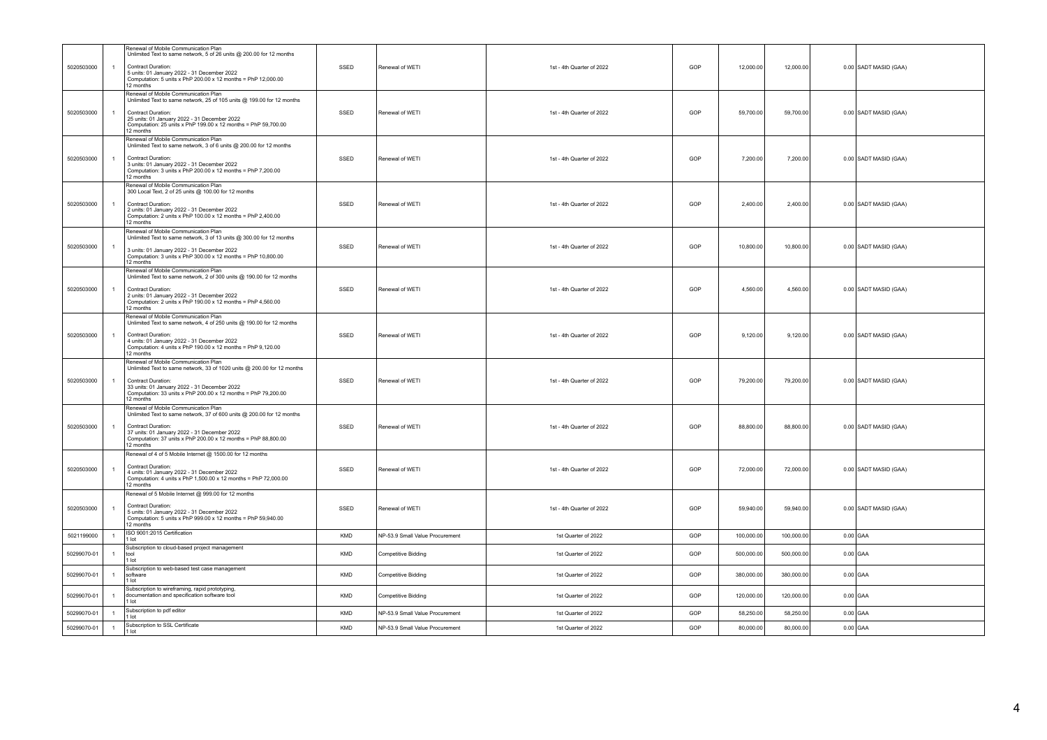| | | | | | | | | | | |
|---|---|---|---|---|---|---|---|---|---|---|
| 5020503000 | 1 | Renewal of Mobile Communication Plan<br>Unlimited Text to same network, 5 of 26 units @ 200.00 for 12 months<br><br>Contract Duration:<br>5 units: 01 January 2022 - 31 December 2022<br>Computation: 5 units x PhP 200.00 x 12 months = PhP 12,000.00<br>12 months | SSED | Renewal of WETI | 1st - 4th Quarter of 2022 | GOP | 12,000.00 | 12,000.00 | 0.00 | SADT MASID (GAA) |
| 5020503000 | 1 | Renewal of Mobile Communication Plan<br>Unlimited Text to same network, 25 of 105 units @ 199.00 for 12 months<br><br>Contract Duration:<br>25 units: 01 January 2022 - 31 December 2022<br>Computation: 25 units x PhP 199.00 x 12 months = PhP 59,700.00<br>12 months | SSED | Renewal of WETI | 1st - 4th Quarter of 2022 | GOP | 59,700.00 | 59,700.00 | 0.00 | SADT MASID (GAA) |
| 5020503000 | 1 | Renewal of Mobile Communication Plan<br>Unlimited Text to same network, 3 of 6 units @ 200.00 for 12 months<br><br>Contract Duration:<br>3 units: 01 January 2022 - 31 December 2022<br>Computation: 3 units x PhP 200.00 x 12 months = PhP 7,200.00<br>12 months | SSED | Renewal of WETI | 1st - 4th Quarter of 2022 | GOP | 7,200.00 | 7,200.00 | 0.00 | SADT MASID (GAA) |
| 5020503000 | 1 | Renewal of Mobile Communication Plan<br>300 Local Text, 2 of 25 units @ 100.00 for 12 months<br><br>Contract Duration:<br>2 units: 01 January 2022 - 31 December 2022<br>Computation: 2 units x PhP 100.00 x 12 months = PhP 2,400.00<br>12 months | SSED | Renewal of WETI | 1st - 4th Quarter of 2022 | GOP | 2,400.00 | 2,400.00 | 0.00 | SADT MASID (GAA) |
| 5020503000 | 1 | Renewal of Mobile Communication Plan<br>Unlimited Text to same network, 3 of 13 units @ 300.00 for 12 months<br><br>3 units: 01 January 2022 - 31 December 2022<br>Computation: 3 units x PhP 300.00 x 12 months = PhP 10,800.00<br>12 months | SSED | Renewal of WETI | 1st - 4th Quarter of 2022 | GOP | 10,800.00 | 10,800.00 | 0.00 | SADT MASID (GAA) |
| 5020503000 | 1 | Renewal of Mobile Communication Plan<br>Unlimited Text to same network, 2 of 300 units @ 190.00 for 12 months<br><br>Contract Duration:<br>2 units: 01 January 2022 - 31 December 2022<br>Computation: 2 units x PhP 190.00 x 12 months = PhP 4,560.00<br>12 months | SSED | Renewal of WETI | 1st - 4th Quarter of 2022 | GOP | 4,560.00 | 4,560.00 | 0.00 | SADT MASID (GAA) |
| 5020503000 | 1 | Renewal of Mobile Communication Plan<br>Unlimited Text to same network, 4 of 250 units @ 190.00 for 12 months<br><br>Contract Duration:<br>4 units: 01 January 2022 - 31 December 2022<br>Computation: 4 units x PhP 190.00 x 12 months = PhP 9,120.00<br>12 months | SSED | Renewal of WETI | 1st - 4th Quarter of 2022 | GOP | 9,120.00 | 9,120.00 | 0.00 | SADT MASID (GAA) |
| 5020503000 | 1 | Renewal of Mobile Communication Plan<br>Unlimited Text to same network, 33 of 1020 units @ 200.00 for 12 months<br><br>Contract Duration:<br>33 units: 01 January 2022 - 31 December 2022<br>Computation: 33 units x PhP 200.00 x 12 months = PhP 79,200.00<br>12 months | SSED | Renewal of WETI | 1st - 4th Quarter of 2022 | GOP | 79,200.00 | 79,200.00 | 0.00 | SADT MASID (GAA) |
| 5020503000 | 1 | Renewal of Mobile Communication Plan<br>Unlimited Text to same network, 37 of 600 units @ 200.00 for 12 months<br><br>Contract Duration:<br>37 units: 01 January 2022 - 31 December 2022<br>Computation: 37 units x PhP 200.00 x 12 months = PhP 88,800.00<br>12 months | SSED | Renewal of WETI | 1st - 4th Quarter of 2022 | GOP | 88,800.00 | 88,800.00 | 0.00 | SADT MASID (GAA) |
| 5020503000 | 1 | Renewal of 4 of 5 Mobile Internet @ 1500.00 for 12 months<br><br>Contract Duration:<br>4 units: 01 January 2022 - 31 December 2022<br>Computation: 4 units x PhP 1,500.00 x 12 months = PhP 72,000.00<br>12 months | SSED | Renewal of WETI | 1st - 4th Quarter of 2022 | GOP | 72,000.00 | 72,000.00 | 0.00 | SADT MASID (GAA) |
| 5020503000 | 1 | Renewal of 5 Mobile Internet @ 999.00 for 12 months<br><br>Contract Duration:<br>5 units: 01 January 2022 - 31 December 2022<br>Computation: 5 units x PhP 999.00 x 12 months = PhP 59,940.00<br>12 months | SSED | Renewal of WETI | 1st - 4th Quarter of 2022 | GOP | 59,940.00 | 59,940.00 | 0.00 | SADT MASID (GAA) |
| 5021199000 | 1 | ISO 9001:2015 Certification<br>1 lot | KMD | NP-53.9 Small Value Procurement | 1st Quarter of 2022 | GOP | 100,000.00 | 100,000.00 | 0.00 | GAA |
| 50299070-01 | 1 | Subscription to cloud-based project management tool<br>1 lot | KMD | Competitive Bidding | 1st Quarter of 2022 | GOP | 500,000.00 | 500,000.00 | 0.00 | GAA |
| 50299070-01 | 1 | Subscription to web-based test case management software<br>1 lot | KMD | Competitive Bidding | 1st Quarter of 2022 | GOP | 380,000.00 | 380,000.00 | 0.00 | GAA |
| 50299070-01 | 1 | Subscription to wireframing, rapid prototyping, documentation and specification software tool<br>1 lot | KMD | Competitive Bidding | 1st Quarter of 2022 | GOP | 120,000.00 | 120,000.00 | 0.00 | GAA |
| 50299070-01 | 1 | Subscription to pdf editor<br>1 lot | KMD | NP-53.9 Small Value Procurement | 1st Quarter of 2022 | GOP | 58,250.00 | 58,250.00 | 0.00 | GAA |
| 50299070-01 | 1 | Subscription to SSL Certificate<br>1 lot | KMD | NP-53.9 Small Value Procurement | 1st Quarter of 2022 | GOP | 80,000.00 | 80,000.00 | 0.00 | GAA |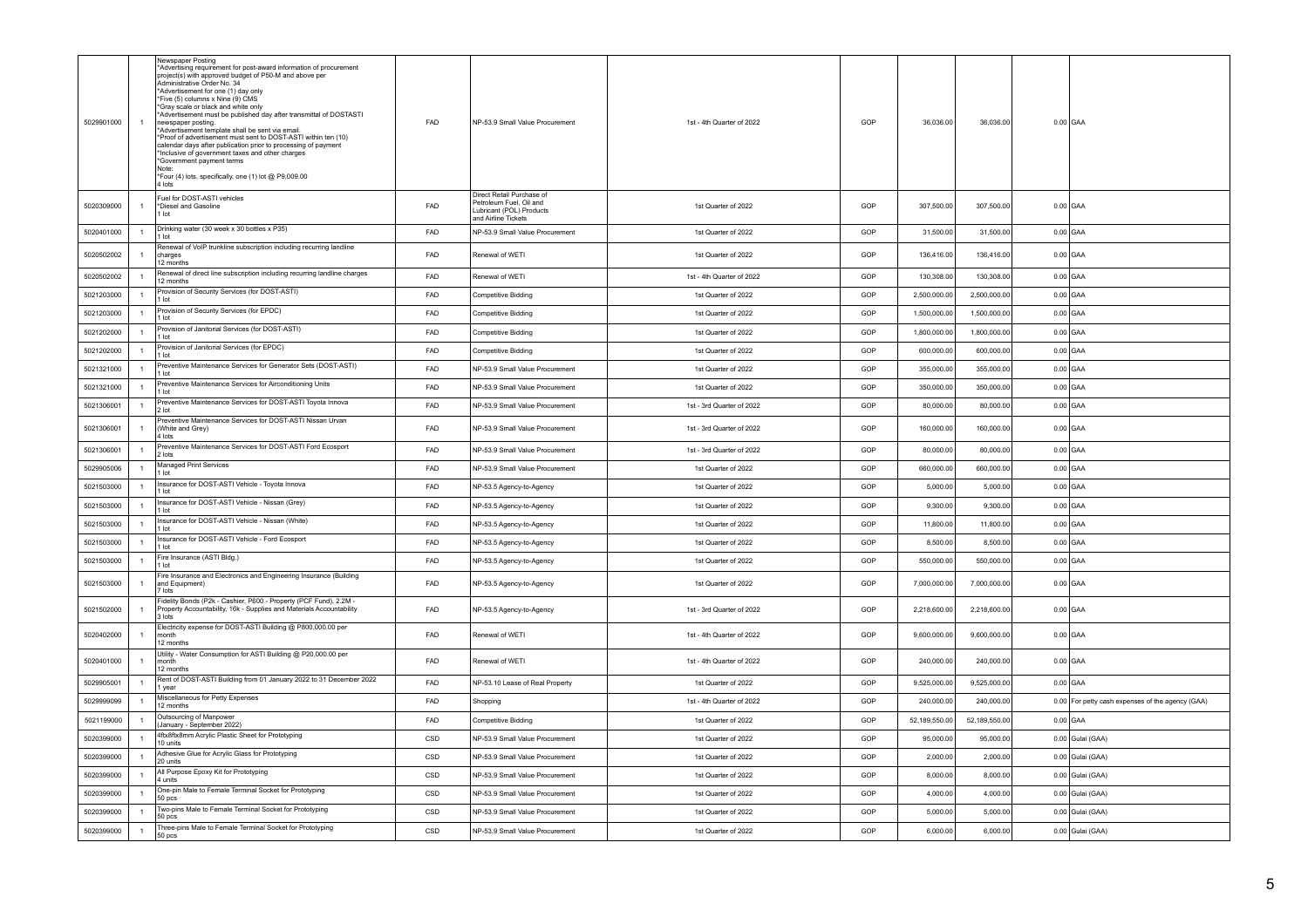| | | | | | | | | | | |
|---|---|---|---|---|---|---|---|---|---|---|
| 5029901000 | 1 | Newspaper Posting<br>*Advertising requirement for post-award information of procurement project(s) with approved budget of P50-M and above per Administrative Order No. 34<br>*Advertisement for one (1) day only<br>*Five (5) columns x Nine (9) CMS<br>*Gray scale or black and white only<br>*Advertisement must be published day after transmittal of DOSTASTI newspaper posting.<br>*Advertisement template shall be sent via email.<br>*Proof of advertisement must sent to DOST-ASTI within ten (10) calendar days after publication prior to processing of payment<br>*Inclusive of government taxes and other charges<br>*Government payment terms<br>Note:<br>*Four (4) lots, specifically, one (1) lot @ P9,009.00<br>4 lots | FAD | NP-53.9 Small Value Procurement | 1st - 4th Quarter of 2022 | GOP | 36,036.00 | 36,036.00 | 0.00 | GAA |
| 5020309000 | 1 | Fuel for DOST-ASTI vehicles<br>*Diesel and Gasoline<br>1 lot | FAD | Direct Retail Purchase of Petroleum Fuel, Oil and Lubricant (POL) Products and Airline Tickets | 1st Quarter of 2022 | GOP | 307,500.00 | 307,500.00 | 0.00 | GAA |
| 5020401000 | 1 | Drinking water (30 week x 30 bottles x P35)<br>1 lot | FAD | NP-53.9 Small Value Procurement | 1st Quarter of 2022 | GOP | 31,500.00 | 31,500.00 | 0.00 | GAA |
| 5020502002 | 1 | Renewal of VoIP trunkline subscription including recurring landline charges<br>12 months | FAD | Renewal of WETI | 1st Quarter of 2022 | GOP | 136,416.00 | 136,416.00 | 0.00 | GAA |
| 5020502002 | 1 | Renewal of direct line subscription including recurring landline charges<br>12 months | FAD | Renewal of WETI | 1st - 4th Quarter of 2022 | GOP | 130,308.00 | 130,308.00 | 0.00 | GAA |
| 5021203000 | 1 | Provision of Security Services (for DOST-ASTI)<br>1 lot | FAD | Competitive Bidding | 1st Quarter of 2022 | GOP | 2,500,000.00 | 2,500,000.00 | 0.00 | GAA |
| 5021203000 | 1 | Provision of Security Services (for EPDC)<br>1 lot | FAD | Competitive Bidding | 1st Quarter of 2022 | GOP | 1,500,000.00 | 1,500,000.00 | 0.00 | GAA |
| 5021202000 | 1 | Provision of Janitorial Services (for DOST-ASTI)<br>1 lot | FAD | Competitive Bidding | 1st Quarter of 2022 | GOP | 1,800,000.00 | 1,800,000.00 | 0.00 | GAA |
| 5021202000 | 1 | Provision of Janitorial Services (for EPDC)<br>1 lot | FAD | Competitive Bidding | 1st Quarter of 2022 | GOP | 600,000.00 | 600,000.00 | 0.00 | GAA |
| 5021321000 | 1 | Preventive Maintenance Services for Generator Sets (DOST-ASTI)<br>1 lot | FAD | NP-53.9 Small Value Procurement | 1st Quarter of 2022 | GOP | 355,000.00 | 355,000.00 | 0.00 | GAA |
| 5021321000 | 1 | Preventive Maintenance Services for Airconditioning Units<br>1 lot | FAD | NP-53.9 Small Value Procurement | 1st Quarter of 2022 | GOP | 350,000.00 | 350,000.00 | 0.00 | GAA |
| 5021306001 | 1 | Preventive Maintenance Services for DOST-ASTI Toyota Innova<br>2 lot | FAD | NP-53.9 Small Value Procurement | 1st - 3rd Quarter of 2022 | GOP | 80,000.00 | 80,000.00 | 0.00 | GAA |
| 5021306001 | 1 | Preventive Maintenance Services for DOST-ASTI Nissan Urvan (White and Grey)<br>4 lots | FAD | NP-53.9 Small Value Procurement | 1st - 3rd Quarter of 2022 | GOP | 160,000.00 | 160,000.00 | 0.00 | GAA |
| 5021306001 | 1 | Preventive Maintenance Services for DOST-ASTI Ford Ecosport<br>2 lots | FAD | NP-53.9 Small Value Procurement | 1st - 3rd Quarter of 2022 | GOP | 80,000.00 | 80,000.00 | 0.00 | GAA |
| 5029905006 | 1 | Managed Print Services<br>1 lot | FAD | NP-53.9 Small Value Procurement | 1st Quarter of 2022 | GOP | 660,000.00 | 660,000.00 | 0.00 | GAA |
| 5021503000 | 1 | Insurance for DOST-ASTI Vehicle - Toyota Innova<br>1 lot | FAD | NP-53.5 Agency-to-Agency | 1st Quarter of 2022 | GOP | 5,000.00 | 5,000.00 | 0.00 | GAA |
| 5021503000 | 1 | Insurance for DOST-ASTI Vehicle - Nissan (Grey)<br>1 lot | FAD | NP-53.5 Agency-to-Agency | 1st Quarter of 2022 | GOP | 9,300.00 | 9,300.00 | 0.00 | GAA |
| 5021503000 | 1 | Insurance for DOST-ASTI Vehicle - Nissan (White)<br>1 lot | FAD | NP-53.5 Agency-to-Agency | 1st Quarter of 2022 | GOP | 11,800.00 | 11,800.00 | 0.00 | GAA |
| 5021503000 | 1 | Insurance for DOST-ASTI Vehicle - Ford Ecosport<br>1 lot | FAD | NP-53.5 Agency-to-Agency | 1st Quarter of 2022 | GOP | 8,500.00 | 8,500.00 | 0.00 | GAA |
| 5021503000 | 1 | Fire Insurance (ASTI Bldg.)<br>1 lot | FAD | NP-53.5 Agency-to-Agency | 1st Quarter of 2022 | GOP | 550,000.00 | 550,000.00 | 0.00 | GAA |
| 5021503000 | 1 | Fire Insurance and Electronics and Engineering Insurance (Building and Equipment)<br>7 lots | FAD | NP-53.5 Agency-to-Agency | 1st Quarter of 2022 | GOP | 7,000,000.00 | 7,000,000.00 | 0.00 | GAA |
| 5021502000 | 1 | Fidelity Bonds (P2k - Cashier, P600 - Property (PCF Fund), 2.2M - Property Accountability, 16k - Supplies and Materials Accountability<br>3 lots | FAD | NP-53.5 Agency-to-Agency | 1st - 3rd Quarter of 2022 | GOP | 2,218,600.00 | 2,218,600.00 | 0.00 | GAA |
| 5020402000 | 1 | Electricity expense for DOST-ASTI Building @ P800,000.00 per month<br>12 months | FAD | Renewal of WETI | 1st - 4th Quarter of 2022 | GOP | 9,600,000.00 | 9,600,000.00 | 0.00 | GAA |
| 5020401000 | 1 | Utility - Water Consumption for ASTI Building @ P20,000.00 per month<br>12 months | FAD | Renewal of WETI | 1st - 4th Quarter of 2022 | GOP | 240,000.00 | 240,000.00 | 0.00 | GAA |
| 5029905001 | 1 | Rent of DOST-ASTI Building from 01 January 2022 to 31 December 2022<br>1 year | FAD | NP-53.10 Lease of Real Property | 1st Quarter of 2022 | GOP | 9,525,000.00 | 9,525,000.00 | 0.00 | GAA |
| 5029999099 | 1 | Miscellaneous for Petty Expenses<br>12 months | FAD | Shopping | 1st - 4th Quarter of 2022 | GOP | 240,000.00 | 240,000.00 | 0.00 | For petty cash expenses of the agency (GAA) |
| 5021199000 | 1 | Outsourcing of Manpower<br>(January - September 2022) | FAD | Competitive Bidding | 1st Quarter of 2022 | GOP | 52,189,550.00 | 52,189,550.00 | 0.00 | GAA |
| 5020399000 | 1 | 4ftx8ftx8mm Acrylic Plastic Sheet for Prototyping<br>10 units | CSD | NP-53.9 Small Value Procurement | 1st Quarter of 2022 | GOP | 95,000.00 | 95,000.00 | 0.00 | Gulai (GAA) |
| 5020399000 | 1 | Adhesive Glue for Acrylic Glass for Prototyping<br>20 units | CSD | NP-53.9 Small Value Procurement | 1st Quarter of 2022 | GOP | 2,000.00 | 2,000.00 | 0.00 | Gulai (GAA) |
| 5020399000 | 1 | All Purpose Epoxy Kit for Prototyping<br>4 units | CSD | NP-53.9 Small Value Procurement | 1st Quarter of 2022 | GOP | 8,000.00 | 8,000.00 | 0.00 | Gulai (GAA) |
| 5020399000 | 1 | One-pin Male to Female Terminal Socket for Prototyping<br>50 pcs | CSD | NP-53.9 Small Value Procurement | 1st Quarter of 2022 | GOP | 4,000.00 | 4,000.00 | 0.00 | Gulai (GAA) |
| 5020399000 | 1 | Two-pins Male to Female Terminal Socket for Prototyping<br>50 pcs | CSD | NP-53.9 Small Value Procurement | 1st Quarter of 2022 | GOP | 5,000.00 | 5,000.00 | 0.00 | Gulai (GAA) |
| 5020399000 | 1 | Three-pins Male to Female Terminal Socket for Prototyping<br>50 pcs | CSD | NP-53.9 Small Value Procurement | 1st Quarter of 2022 | GOP | 6,000.00 | 6,000.00 | 0.00 | Gulai (GAA) |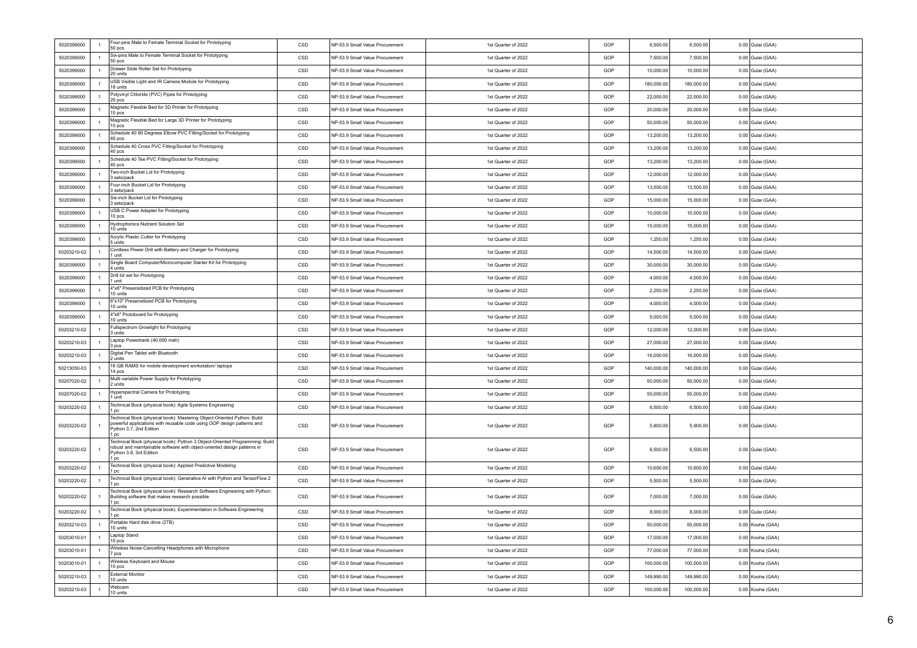| | | | | | | | | | | |
|---|---|---|---|---|---|---|---|---|---|---|
| 5020399000 | 1 | Four-pins Male to Female Terminal Socket for Prototyping 50 pcs | CSD | NP-53.9 Small Value Procurement | 1st Quarter of 2022 | GOP | 6,500.00 | 6,500.00 | 0.00 | Gulai (GAA) |
| 5020399000 | 1 | Six-pins Male to Female Terminal Socket for Prototyping 50 pcs | CSD | NP-53.9 Small Value Procurement | 1st Quarter of 2022 | GOP | 7,500.00 | 7,500.00 | 0.00 | Gulai (GAA) |
| 5020399000 | 1 | Drawer Slide Roller Set for Prototyping 20 units | CSD | NP-53.9 Small Value Procurement | 1st Quarter of 2022 | GOP | 10,000.00 | 10,000.00 | 0.00 | Gulai (GAA) |
| 5020399000 | 1 | USB Visible Light and IR Camera Module for Prototyping 18 units | CSD | NP-53.9 Small Value Procurement | 1st Quarter of 2022 | GOP | 180,000.00 | 180,000.00 | 0.00 | Gulai (GAA) |
| 5020399000 | 1 | Polyvinyl Chloride (PVC) Pipes for Prototyping 20 pcs | CSD | NP-53.9 Small Value Procurement | 1st Quarter of 2022 | GOP | 22,000.00 | 22,000.00 | 0.00 | Gulai (GAA) |
| 5020399000 | 1 | Magnetic Flexible Bed for 3D Printer for Prototyping 10 pcs | CSD | NP-53.9 Small Value Procurement | 1st Quarter of 2022 | GOP | 20,000.00 | 20,000.00 | 0.00 | Gulai (GAA) |
| 5020399000 | 1 | Magnetic Flexible Bed for Large 3D Printer for Prototyping 10 pcs | CSD | NP-53.9 Small Value Procurement | 1st Quarter of 2022 | GOP | 50,000.00 | 50,000.00 | 0.00 | Gulai (GAA) |
| 5020399000 | 1 | Schedule 40 90 Degrees Elbow PVC Fitting/Socket for Prototyping 40 pcs | CSD | NP-53.9 Small Value Procurement | 1st Quarter of 2022 | GOP | 13,200.00 | 13,200.00 | 0.00 | Gulai (GAA) |
| 5020399000 | 1 | Schedule 40 Cross PVC Fitting/Socket for Prototyping 40 pcs | CSD | NP-53.9 Small Value Procurement | 1st Quarter of 2022 | GOP | 13,200.00 | 13,200.00 | 0.00 | Gulai (GAA) |
| 5020399000 | 1 | Schedule 40 Tee PVC Fitting/Socket for Prototyping 40 pcs | CSD | NP-53.9 Small Value Procurement | 1st Quarter of 2022 | GOP | 13,200.00 | 13,200.00 | 0.00 | Gulai (GAA) |
| 5020399000 | 1 | Two-inch Bucket Lid for Prototyping 3 sets/pack | CSD | NP-53.9 Small Value Procurement | 1st Quarter of 2022 | GOP | 12,000.00 | 12,000.00 | 0.00 | Gulai (GAA) |
| 5020399000 | 1 | Four-inch Bucket Lid for Prototyping 3 sets/pack | CSD | NP-53.9 Small Value Procurement | 1st Quarter of 2022 | GOP | 13,500.00 | 13,500.00 | 0.00 | Gulai (GAA) |
| 5020399000 | 1 | Six-inch Bucket Lid for Prototyping 3 sets/pack | CSD | NP-53.9 Small Value Procurement | 1st Quarter of 2022 | GOP | 15,000.00 | 15,000.00 | 0.00 | Gulai (GAA) |
| 5020399000 | 1 | USB C Power Adapter for Prototyping 10 pcs | CSD | NP-53.9 Small Value Procurement | 1st Quarter of 2022 | GOP | 10,000.00 | 10,000.00 | 0.00 | Gulai (GAA) |
| 5020399000 | 1 | Hydrophonics Nutrient Solution Set 10 units | CSD | NP-53.9 Small Value Procurement | 1st Quarter of 2022 | GOP | 15,000.00 | 15,000.00 | 0.00 | Gulai (GAA) |
| 5020399000 | 1 | Acrylic Plastic Cutter for Prototyping 5 units | CSD | NP-53.9 Small Value Procurement | 1st Quarter of 2022 | GOP | 1,250.00 | 1,250.00 | 0.00 | Gulai (GAA) |
| 50203210-02 | 1 | Cordless Power Drill with Battery and Charger for Prototyping 1 unit | CSD | NP-53.9 Small Value Procurement | 1st Quarter of 2022 | GOP | 14,500.00 | 14,500.00 | 0.00 | Gulai (GAA) |
| 5020399000 | 1 | Single Board Computer/Microcomputer Starter Kit for Prototyping 4 units | CSD | NP-53.9 Small Value Procurement | 1st Quarter of 2022 | GOP | 30,000.00 | 30,000.00 | 0.00 | Gulai (GAA) |
| 5020399000 | 1 | Drill bit set for Prototyping 1 unit | CSD | NP-53.9 Small Value Procurement | 1st Quarter of 2022 | GOP | 4,000.00 | 4,000.00 | 0.00 | Gulai (GAA) |
| 5020399000 | 1 | 4"x6" Presensitized PCB for Prototyping 10 units | CSD | NP-53.9 Small Value Procurement | 1st Quarter of 2022 | GOP | 2,250.00 | 2,250.00 | 0.00 | Gulai (GAA) |
| 5020399000 | 1 | 6"x10" Presensitized PCB for Prototyping 10 units | CSD | NP-53.9 Small Value Procurement | 1st Quarter of 2022 | GOP | 4,000.00 | 4,000.00 | 0.00 | Gulai (GAA) |
| 5020399000 | 1 | 4"x6" Protoboard for Prototyping 10 units | CSD | NP-53.9 Small Value Procurement | 1st Quarter of 2022 | GOP | 5,000.00 | 5,000.00 | 0.00 | Gulai (GAA) |
| 50203210-02 | 1 | Fullspectrum Growlight for Prototyping 3 units | CSD | NP-53.9 Small Value Procurement | 1st Quarter of 2022 | GOP | 12,000.00 | 12,000.00 | 0.00 | Gulai (GAA) |
| 50203210-03 | 1 | Laptop Powerbank (40,000 mah) 3 pcs | CSD | NP-53.9 Small Value Procurement | 1st Quarter of 2022 | GOP | 27,000.00 | 27,000.00 | 0.00 | Gulai (GAA) |
| 50203210-03 | 1 | Digital Pen Tablet with Bluetooth 2 units | CSD | NP-53.9 Small Value Procurement | 1st Quarter of 2022 | GOP | 16,000.00 | 16,000.00 | 0.00 | Gulai (GAA) |
| 50213050-03 | 1 | 16 GB RAMS for mobile development workstation/ laptops 14 pcs | CSD | NP-53.9 Small Value Procurement | 1st Quarter of 2022 | GOP | 140,000.00 | 140,000.00 | 0.00 | Gulai (GAA) |
| 50207020-02 | 1 | Multi-variable Power Supply for Prototyping 2 units | CSD | NP-53.9 Small Value Procurement | 1st Quarter of 2022 | GOP | 50,000.00 | 50,000.00 | 0.00 | Gulai (GAA) |
| 50207020-02 | 1 | Hyperspectral Camera for Prototyping 1 unit | CSD | NP-53.9 Small Value Procurement | 1st Quarter of 2022 | GOP | 50,000.00 | 50,000.00 | 0.00 | Gulai (GAA) |
| 50203220-02 | 1 | Technical Book (physical book): Agile Systems Engineering 1 pc | CSD | NP-53.9 Small Value Procurement | 1st Quarter of 2022 | GOP | 6,500.00 | 6,500.00 | 0.00 | Gulai (GAA) |
| 50203220-02 | 1 | Technical Book (physical book): Mastering Object-Oriented Python: Build powerful applications with reusable code using OOP design patterns and Python 3.7, 2nd Edition 1 pc | CSD | NP-53.9 Small Value Procurement | 1st Quarter of 2022 | GOP | 5,900.00 | 5,900.00 | 0.00 | Gulai (GAA) |
| 50203220-02 | 1 | Technical Book (physical book): Python 3 Object-Oriented Programming: Build robust and maintainable software with object-oriented design patterns in Python 3.8, 3rd Edition 1 pc | CSD | NP-53.9 Small Value Procurement | 1st Quarter of 2022 | GOP | 6,500.00 | 6,500.00 | 0.00 | Gulai (GAA) |
| 50203220-02 | 1 | Technical Book (physical book): Applied Predictive Modeling 1 pc | CSD | NP-53.9 Small Value Procurement | 1st Quarter of 2022 | GOP | 10,600.00 | 10,600.00 | 0.00 | Gulai (GAA) |
| 50203220-02 | 1 | Technical Book (physical book): Generative AI with Python and TensorFlow 2 1 pc | CSD | NP-53.9 Small Value Procurement | 1st Quarter of 2022 | GOP | 5,500.00 | 5,500.00 | 0.00 | Gulai (GAA) |
| 50203220-02 | 1 | Technical Book (physical book): Research Software Engineering with Python: Building software that makes research possible 1 pc | CSD | NP-53.9 Small Value Procurement | 1st Quarter of 2022 | GOP | 7,000.00 | 7,000.00 | 0.00 | Gulai (GAA) |
| 50203220-02 | 1 | Technical Book (physical book): Experimentation in Software Engineering 1 pc | CSD | NP-53.9 Small Value Procurement | 1st Quarter of 2022 | GOP | 8,000.00 | 8,000.00 | 0.00 | Gulai (GAA) |
| 50203210-03 | 1 | Portable Hard disk drive (2TB) 10 units | CSD | NP-53.9 Small Value Procurement | 1st Quarter of 2022 | GOP | 50,000.00 | 50,000.00 | 0.00 | Kooha (GAA) |
| 50203010-01 | 1 | Laptop Stand 10 pcs | CSD | NP-53.9 Small Value Procurement | 1st Quarter of 2022 | GOP | 17,000.00 | 17,000.00 | 0.00 | Kooha (GAA) |
| 50203010-01 | 1 | Wireless Noise-Cancelling Headphones with Microphone 7 pcs | CSD | NP-53.9 Small Value Procurement | 1st Quarter of 2022 | GOP | 77,000.00 | 77,000.00 | 0.00 | Kooha (GAA) |
| 50203010-01 | 1 | Wireless Keyboard and Mouse 10 pcs | CSD | NP-53.9 Small Value Procurement | 1st Quarter of 2022 | GOP | 100,000.00 | 100,000.00 | 0.00 | Kooha (GAA) |
| 50203210-03 | 1 | External Monitor 10 units | CSD | NP-53.9 Small Value Procurement | 1st Quarter of 2022 | GOP | 149,990.00 | 149,990.00 | 0.00 | Kooha (GAA) |
| 50203210-03 | 1 | Webcam 10 units | CSD | NP-53.9 Small Value Procurement | 1st Quarter of 2022 | GOP | 100,000.00 | 100,000.00 | 0.00 | Kooha (GAA) |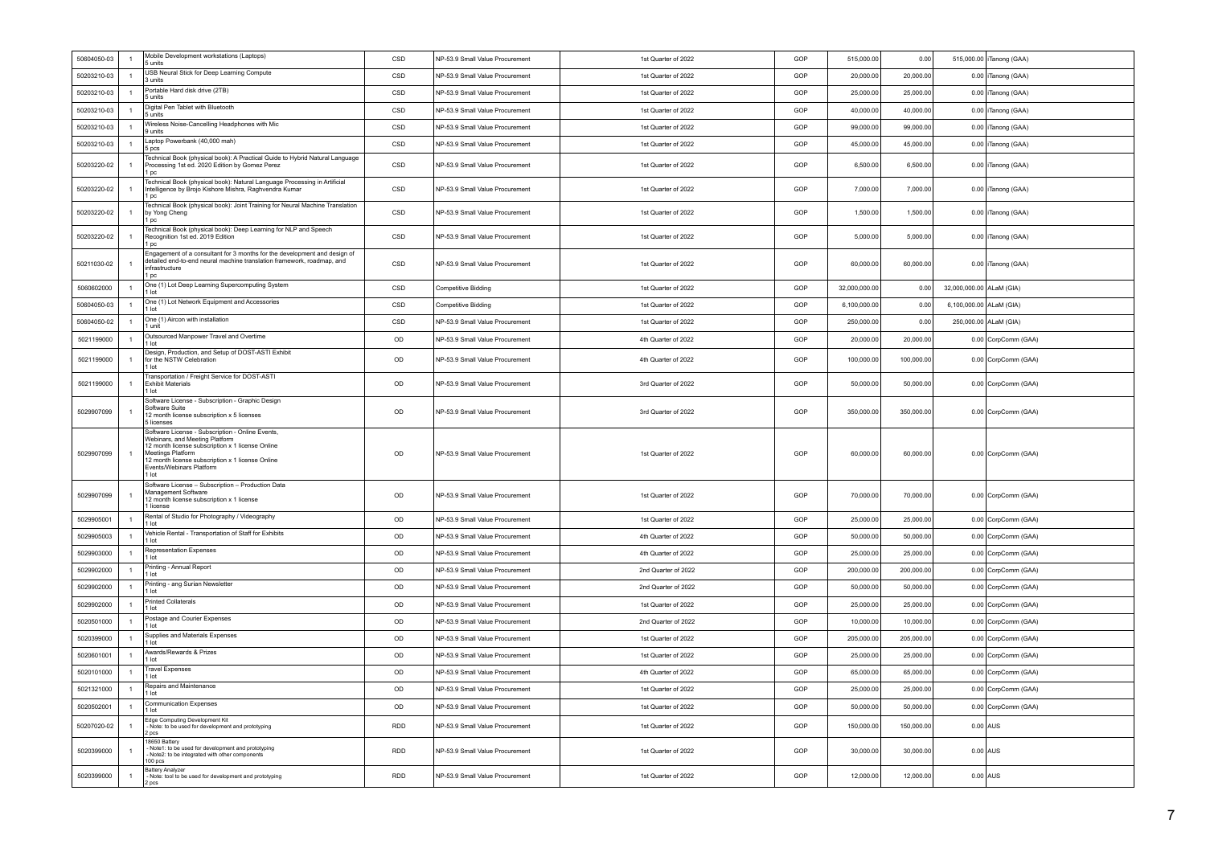| | | | | | | | | | | |
|---|---|---|---|---|---|---|---|---|---|---|
| 50604050-03 | 1 | Mobile Development workstations (Laptops)<br>5 units | CSD | NP-53.9 Small Value Procurement | 1st Quarter of 2022 | GOP | 515,000.00 | 0.00 | 515,000.00 | iTanong (GAA) |
| 50203210-03 | 1 | USB Neural Stick for Deep Learning Compute<br>3 units | CSD | NP-53.9 Small Value Procurement | 1st Quarter of 2022 | GOP | 20,000.00 | 20,000.00 | 0.00 | iTanong (GAA) |
| 50203210-03 | 1 | Portable Hard disk drive (2TB)<br>5 units | CSD | NP-53.9 Small Value Procurement | 1st Quarter of 2022 | GOP | 25,000.00 | 25,000.00 | 0.00 | iTanong (GAA) |
| 50203210-03 | 1 | Digital Pen Tablet with Bluetooth<br>5 units | CSD | NP-53.9 Small Value Procurement | 1st Quarter of 2022 | GOP | 40,000.00 | 40,000.00 | 0.00 | iTanong (GAA) |
| 50203210-03 | 1 | Wireless Noise-Cancelling Headphones with Mic<br>9 units | CSD | NP-53.9 Small Value Procurement | 1st Quarter of 2022 | GOP | 99,000.00 | 99,000.00 | 0.00 | iTanong (GAA) |
| 50203210-03 | 1 | Laptop Powerbank (40,000 mah)<br>5 pcs | CSD | NP-53.9 Small Value Procurement | 1st Quarter of 2022 | GOP | 45,000.00 | 45,000.00 | 0.00 | iTanong (GAA) |
| 50203220-02 | 1 | Technical Book (physical book): A Practical Guide to Hybrid Natural Language Processing 1st ed. 2020 Edition by Gomez Perez<br>1 pc | CSD | NP-53.9 Small Value Procurement | 1st Quarter of 2022 | GOP | 6,500.00 | 6,500.00 | 0.00 | iTanong (GAA) |
| 50203220-02 | 1 | Technical Book (physical book): Natural Language Processing in Artificial Intelligence by Brojo Kishore Mishra, Raghvendra Kumar<br>1 pc | CSD | NP-53.9 Small Value Procurement | 1st Quarter of 2022 | GOP | 7,000.00 | 7,000.00 | 0.00 | iTanong (GAA) |
| 50203220-02 | 1 | Technical Book (physical book): Joint Training for Neural Machine Translation by Yong Cheng<br>1 pc | CSD | NP-53.9 Small Value Procurement | 1st Quarter of 2022 | GOP | 1,500.00 | 1,500.00 | 0.00 | iTanong (GAA) |
| 50203220-02 | 1 | Technical Book (physical book): Deep Learning for NLP and Speech Recognition 1st ed. 2019 Edition<br>1 pc | CSD | NP-53.9 Small Value Procurement | 1st Quarter of 2022 | GOP | 5,000.00 | 5,000.00 | 0.00 | iTanong (GAA) |
| 50211030-02 | 1 | Engagement of a consultant for 3 months for the development and design of detailed end-to-end neural machine translation framework, roadmap, and infrastructure<br>1 pc | CSD | NP-53.9 Small Value Procurement | 1st Quarter of 2022 | GOP | 60,000.00 | 60,000.00 | 0.00 | iTanong (GAA) |
| 5060602000 | 1 | One (1) Lot Deep Learning Supercomputing System<br>1 lot | CSD | Competitive Bidding | 1st Quarter of 2022 | GOP | 32,000,000.00 | 0.00 | 32,000,000.00 | ALaM (GIA) |
| 50604050-03 | 1 | One (1) Lot Network Equipment and Accessories<br>1 lot | CSD | Competitive Bidding | 1st Quarter of 2022 | GOP | 6,100,000.00 | 0.00 | 6,100,000.00 | ALaM (GIA) |
| 50604050-02 | 1 | One (1) Aircon with installation<br>1 unit | CSD | NP-53.9 Small Value Procurement | 1st Quarter of 2022 | GOP | 250,000.00 | 0.00 | 250,000.00 | ALaM (GIA) |
| 5021199000 | 1 | Outsourced Manpower Travel and Overtime<br>1 lot | OD | NP-53.9 Small Value Procurement | 4th Quarter of 2022 | GOP | 20,000.00 | 20,000.00 | 0.00 | CorpComm (GAA) |
| 5021199000 | 1 | Design, Production, and Setup of DOST-ASTI Exhibit for the NSTW Celebration<br>1 lot | OD | NP-53.9 Small Value Procurement | 4th Quarter of 2022 | GOP | 100,000.00 | 100,000.00 | 0.00 | CorpComm (GAA) |
| 5021199000 | 1 | Transportation / Freight Service for DOST-ASTI Exhibit Materials<br>1 lot | OD | NP-53.9 Small Value Procurement | 3rd Quarter of 2022 | GOP | 50,000.00 | 50,000.00 | 0.00 | CorpComm (GAA) |
| 5029907099 | 1 | Software License - Subscription - Graphic Design Software Suite<br>12 month license subscription x 5 licenses<br>5 licenses | OD | NP-53.9 Small Value Procurement | 3rd Quarter of 2022 | GOP | 350,000.00 | 350,000.00 | 0.00 | CorpComm (GAA) |
| 5029907099 | 1 | Software License - Subscription - Online Events, Webinars, and Meeting Platform<br>12 month license subscription x 1 license Online Meetings Platform<br>12 month license subscription x 1 license Online Events/Webinars Platform<br>1 lot | OD | NP-53.9 Small Value Procurement | 1st Quarter of 2022 | GOP | 60,000.00 | 60,000.00 | 0.00 | CorpComm (GAA) |
| 5029907099 | 1 | Software License – Subscription – Production Data Management Software<br>12 month license subscription x 1 license<br>1 license | OD | NP-53.9 Small Value Procurement | 1st Quarter of 2022 | GOP | 70,000.00 | 70,000.00 | 0.00 | CorpComm (GAA) |
| 5029905001 | 1 | Rental of Studio for Photography / Videography<br>1 lot | OD | NP-53.9 Small Value Procurement | 1st Quarter of 2022 | GOP | 25,000.00 | 25,000.00 | 0.00 | CorpComm (GAA) |
| 5029905003 | 1 | Vehicle Rental - Transportation of Staff for Exhibits<br>1 lot | OD | NP-53.9 Small Value Procurement | 4th Quarter of 2022 | GOP | 50,000.00 | 50,000.00 | 0.00 | CorpComm (GAA) |
| 5029903000 | 1 | Representation Expenses<br>1 lot | OD | NP-53.9 Small Value Procurement | 4th Quarter of 2022 | GOP | 25,000.00 | 25,000.00 | 0.00 | CorpComm (GAA) |
| 5029902000 | 1 | Printing - Annual Report<br>1 lot | OD | NP-53.9 Small Value Procurement | 2nd Quarter of 2022 | GOP | 200,000.00 | 200,000.00 | 0.00 | CorpComm (GAA) |
| 5029902000 | 1 | Printing - ang Surian Newsletter<br>1 lot | OD | NP-53.9 Small Value Procurement | 2nd Quarter of 2022 | GOP | 50,000.00 | 50,000.00 | 0.00 | CorpComm (GAA) |
| 5029902000 | 1 | Printed Collaterals<br>1 lot | OD | NP-53.9 Small Value Procurement | 1st Quarter of 2022 | GOP | 25,000.00 | 25,000.00 | 0.00 | CorpComm (GAA) |
| 5020501000 | 1 | Postage and Courier Expenses<br>1 lot | OD | NP-53.9 Small Value Procurement | 2nd Quarter of 2022 | GOP | 10,000.00 | 10,000.00 | 0.00 | CorpComm (GAA) |
| 5020399000 | 1 | Supplies and Materials Expenses<br>1 lot | OD | NP-53.9 Small Value Procurement | 1st Quarter of 2022 | GOP | 205,000.00 | 205,000.00 | 0.00 | CorpComm (GAA) |
| 5020601001 | 1 | Awards/Rewards & Prizes<br>1 lot | OD | NP-53.9 Small Value Procurement | 1st Quarter of 2022 | GOP | 25,000.00 | 25,000.00 | 0.00 | CorpComm (GAA) |
| 5020101000 | 1 | Travel Expenses<br>1 lot | OD | NP-53.9 Small Value Procurement | 4th Quarter of 2022 | GOP | 65,000.00 | 65,000.00 | 0.00 | CorpComm (GAA) |
| 5021321000 | 1 | Repairs and Maintenance<br>1 lot | OD | NP-53.9 Small Value Procurement | 1st Quarter of 2022 | GOP | 25,000.00 | 25,000.00 | 0.00 | CorpComm (GAA) |
| 5020502001 | 1 | Communication Expenses<br>1 lot | OD | NP-53.9 Small Value Procurement | 1st Quarter of 2022 | GOP | 50,000.00 | 50,000.00 | 0.00 | CorpComm (GAA) |
| 50207020-02 | 1 | Edge Computing Development Kit<br>- Note: to be used for development and prototyping<br>2 pcs | RDD | NP-53.9 Small Value Procurement | 1st Quarter of 2022 | GOP | 150,000.00 | 150,000.00 | 0.00 | AUS |
| 5020399000 | 1 | 18650 Battery<br>- Note1: to be used for development and prototyping<br>- Note2: to be integrated with other components<br>100 pcs | RDD | NP-53.9 Small Value Procurement | 1st Quarter of 2022 | GOP | 30,000.00 | 30,000.00 | 0.00 | AUS |
| 5020399000 | 1 | Battery Analyzer<br>- Note: tool to be used for development and prototyping<br>2 pcs | RDD | NP-53.9 Small Value Procurement | 1st Quarter of 2022 | GOP | 12,000.00 | 12,000.00 | 0.00 | AUS |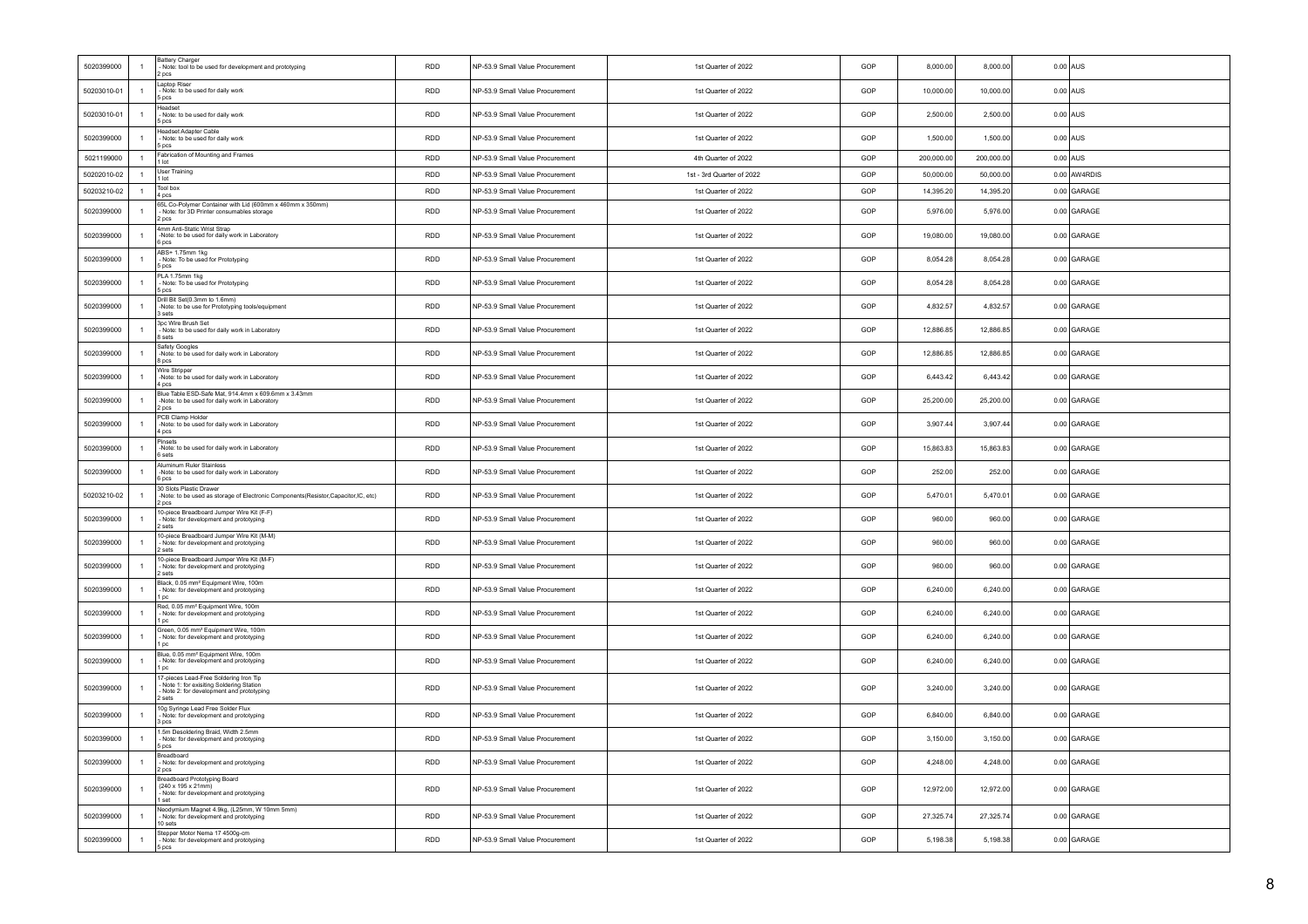| | | | | | | | | | | |
|---|---|---|---|---|---|---|---|---|---|---|
| 5020399000 | 1 | Battery Charger<br>- Note: tool to be used for development and prototyping<br>2 pcs | RDD | NP-53.9 Small Value Procurement | 1st Quarter of 2022 | GOP | 8,000.00 | 8,000.00 | 0.00 | AUS |
| 50203010-01 | 1 | Laptop Riser<br>- Note: to be used for daily work<br>5 pcs | RDD | NP-53.9 Small Value Procurement | 1st Quarter of 2022 | GOP | 10,000.00 | 10,000.00 | 0.00 | AUS |
| 50203010-01 | 1 | Headset<br>- Note: to be used for daily work<br>5 pcs | RDD | NP-53.9 Small Value Procurement | 1st Quarter of 2022 | GOP | 2,500.00 | 2,500.00 | 0.00 | AUS |
| 5020399000 | 1 | Headset Adapter Cable<br>- Note: to be used for daily work<br>5 pcs | RDD | NP-53.9 Small Value Procurement | 1st Quarter of 2022 | GOP | 1,500.00 | 1,500.00 | 0.00 | AUS |
| 5021199000 | 1 | Fabrication of Mounting and Frames<br>1 lot | RDD | NP-53.9 Small Value Procurement | 4th Quarter of 2022 | GOP | 200,000.00 | 200,000.00 | 0.00 | AUS |
| 50202010-02 | 1 | User Training<br>1 lot | RDD | NP-53.9 Small Value Procurement | 1st - 3rd Quarter of 2022 | GOP | 50,000.00 | 50,000.00 | 0.00 | AW4RDIS |
| 50203210-02 | 1 | Tool box<br>4 pcs | RDD | NP-53.9 Small Value Procurement | 1st Quarter of 2022 | GOP | 14,395.20 | 14,395.20 | 0.00 | GARAGE |
| 5020399000 | 1 | 65L Co-Polymer Container with Lid (600mm x 460mm x 350mm)<br>- Note: for 3D Printer consumables storage<br>2 pcs | RDD | NP-53.9 Small Value Procurement | 1st Quarter of 2022 | GOP | 5,976.00 | 5,976.00 | 0.00 | GARAGE |
| 5020399000 | 1 | 4mm Anti-Static Wrist Strap<br>-Note: to be used for daily work in Laboratory<br>6 pcs | RDD | NP-53.9 Small Value Procurement | 1st Quarter of 2022 | GOP | 19,080.00 | 19,080.00 | 0.00 | GARAGE |
| 5020399000 | 1 | ABS+ 1.75mm 1kg<br>- Note: To be used for Prototyping<br>5 pcs | RDD | NP-53.9 Small Value Procurement | 1st Quarter of 2022 | GOP | 8,054.28 | 8,054.28 | 0.00 | GARAGE |
| 5020399000 | 1 | PLA 1.75mm 1kg<br>- Note: To be used for Prototyping<br>5 pcs | RDD | NP-53.9 Small Value Procurement | 1st Quarter of 2022 | GOP | 8,054.28 | 8,054.28 | 0.00 | GARAGE |
| 5020399000 | 1 | Drill Bit Set(0.3mm to 1.6mm)<br>-Note: to be use for Prototyping tools/equipment<br>3 sets | RDD | NP-53.9 Small Value Procurement | 1st Quarter of 2022 | GOP | 4,832.57 | 4,832.57 | 0.00 | GARAGE |
| 5020399000 | 1 | 3pc Wire Brush Set<br>- Note: to be used for daily work in Laboratory<br>8 sets | RDD | NP-53.9 Small Value Procurement | 1st Quarter of 2022 | GOP | 12,886.85 | 12,886.85 | 0.00 | GARAGE |
| 5020399000 | 1 | Safety Googles<br>-Note: to be used for daily work in Laboratory<br>8 pcs | RDD | NP-53.9 Small Value Procurement | 1st Quarter of 2022 | GOP | 12,886.85 | 12,886.85 | 0.00 | GARAGE |
| 5020399000 | 1 | Wire Stripper<br>-Note: to be used for daily work in Laboratory<br>4 pcs | RDD | NP-53.9 Small Value Procurement | 1st Quarter of 2022 | GOP | 6,443.42 | 6,443.42 | 0.00 | GARAGE |
| 5020399000 | 1 | Blue Table ESD-Safe Mat, 914.4mm x 609.6mm x 3.43mm<br>-Note: to be used for daily work in Laboratory<br>2 pcs | RDD | NP-53.9 Small Value Procurement | 1st Quarter of 2022 | GOP | 25,200.00 | 25,200.00 | 0.00 | GARAGE |
| 5020399000 | 1 | PCB Clamp Holder<br>-Note: to be used for daily work in Laboratory<br>4 pcs | RDD | NP-53.9 Small Value Procurement | 1st Quarter of 2022 | GOP | 3,907.44 | 3,907.44 | 0.00 | GARAGE |
| 5020399000 | 1 | Pinsets<br>-Note: to be used for daily work in Laboratory<br>6 sets | RDD | NP-53.9 Small Value Procurement | 1st Quarter of 2022 | GOP | 15,863.83 | 15,863.83 | 0.00 | GARAGE |
| 5020399000 | 1 | Aluminum Ruler Stainless<br>-Note: to be used for daily work in Laboratory<br>6 pcs | RDD | NP-53.9 Small Value Procurement | 1st Quarter of 2022 | GOP | 252.00 | 252.00 | 0.00 | GARAGE |
| 50203210-02 | 1 | 30 Slots Plastic Drawer<br>-Note: to be used as storage of Electronic Components(Resistor,Capacitor,IC, etc)<br>2 pcs | RDD | NP-53.9 Small Value Procurement | 1st Quarter of 2022 | GOP | 5,470.01 | 5,470.01 | 0.00 | GARAGE |
| 5020399000 | 1 | 10-piece Breadboard Jumper Wire Kit (F-F)<br>- Note: for development and prototyping<br>2 sets | RDD | NP-53.9 Small Value Procurement | 1st Quarter of 2022 | GOP | 960.00 | 960.00 | 0.00 | GARAGE |
| 5020399000 | 1 | 10-piece Breadboard Jumper Wire Kit (M-M)<br>- Note: for development and prototyping<br>2 sets | RDD | NP-53.9 Small Value Procurement | 1st Quarter of 2022 | GOP | 960.00 | 960.00 | 0.00 | GARAGE |
| 5020399000 | 1 | 10-piece Breadboard Jumper Wire Kit (M-F)<br>- Note: for development and prototyping<br>2 sets | RDD | NP-53.9 Small Value Procurement | 1st Quarter of 2022 | GOP | 960.00 | 960.00 | 0.00 | GARAGE |
| 5020399000 | 1 | Black, 0.05 mm² Equipment Wire, 100m<br>- Note: for development and prototyping<br>1 pc | RDD | NP-53.9 Small Value Procurement | 1st Quarter of 2022 | GOP | 6,240.00 | 6,240.00 | 0.00 | GARAGE |
| 5020399000 | 1 | Red, 0.05 mm² Equipment Wire, 100m<br>- Note: for development and prototyping<br>1 pc | RDD | NP-53.9 Small Value Procurement | 1st Quarter of 2022 | GOP | 6,240.00 | 6,240.00 | 0.00 | GARAGE |
| 5020399000 | 1 | Green, 0.05 mm² Equipment Wire, 100m<br>- Note: for development and prototyping<br>1 pc | RDD | NP-53.9 Small Value Procurement | 1st Quarter of 2022 | GOP | 6,240.00 | 6,240.00 | 0.00 | GARAGE |
| 5020399000 | 1 | Blue, 0.05 mm² Equipment Wire, 100m<br>- Note: for development and prototyping<br>1 pc | RDD | NP-53.9 Small Value Procurement | 1st Quarter of 2022 | GOP | 6,240.00 | 6,240.00 | 0.00 | GARAGE |
| 5020399000 | 1 | 17-pieces Lead-Free Soldering Iron Tip<br>- Note 1: for exisiting Soldering Station<br>- Note 2: for development and prototyping<br>2 sets | RDD | NP-53.9 Small Value Procurement | 1st Quarter of 2022 | GOP | 3,240.00 | 3,240.00 | 0.00 | GARAGE |
| 5020399000 | 1 | 10g Syringe Lead Free Solder Flux<br>- Note: for development and prototyping<br>3 pcs | RDD | NP-53.9 Small Value Procurement | 1st Quarter of 2022 | GOP | 6,840.00 | 6,840.00 | 0.00 | GARAGE |
| 5020399000 | 1 | 1.5m Desoldering Braid, Width 2.5mm<br>- Note: for development and prototyping<br>5 pcs | RDD | NP-53.9 Small Value Procurement | 1st Quarter of 2022 | GOP | 3,150.00 | 3,150.00 | 0.00 | GARAGE |
| 5020399000 | 1 | Breadboard<br>- Note: for development and prototyping<br>2 pcs | RDD | NP-53.9 Small Value Procurement | 1st Quarter of 2022 | GOP | 4,248.00 | 4,248.00 | 0.00 | GARAGE |
| 5020399000 | 1 | Breadboard Prototyping Board<br>(240 x 195 x 21mm)<br>- Note: for development and prototyping<br>1 set | RDD | NP-53.9 Small Value Procurement | 1st Quarter of 2022 | GOP | 12,972.00 | 12,972.00 | 0.00 | GARAGE |
| 5020399000 | 1 | Neodymium Magnet 4.9kg, (L25mm, W 10mm 5mm)<br>- Note: for development and prototyping<br>10 sets | RDD | NP-53.9 Small Value Procurement | 1st Quarter of 2022 | GOP | 27,325.74 | 27,325.74 | 0.00 | GARAGE |
| 5020399000 | 1 | Stepper Motor Nema 17 4500g-cm<br>- Note: for development and prototyping<br>5 pcs | RDD | NP-53.9 Small Value Procurement | 1st Quarter of 2022 | GOP | 5,198.38 | 5,198.38 | 0.00 | GARAGE |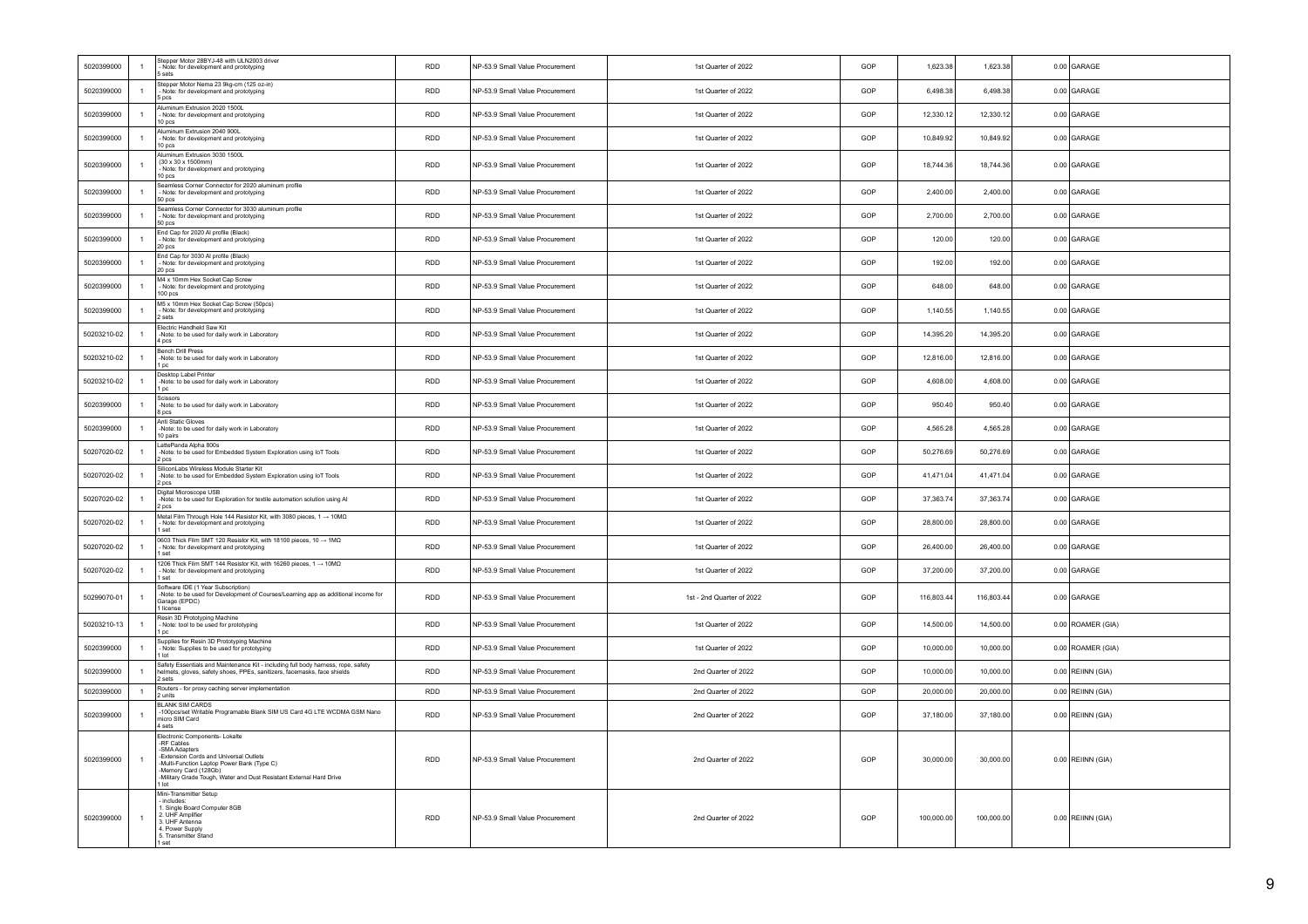| | | | | | | | | | | |
|---|---|---|---|---|---|---|---|---|---|---|
| 5020399000 | 1 | Stepper Motor 28BYJ-48 with ULN2003 driver<br>- Note: for development and prototyping<br>5 sets | RDD | NP-53.9 Small Value Procurement | 1st Quarter of 2022 | GOP | 1,623.38 | 1,623.38 | 0.00 | GARAGE |
| 5020399000 | 1 | Stepper Motor Nema 23 9kg-cm (125 oz-in)<br>- Note: for development and prototyping<br>5 pcs | RDD | NP-53.9 Small Value Procurement | 1st Quarter of 2022 | GOP | 6,498.38 | 6,498.38 | 0.00 | GARAGE |
| 5020399000 | 1 | Aluminum Extrusion 2020 1500L<br>- Note: for development and prototyping<br>10 pcs | RDD | NP-53.9 Small Value Procurement | 1st Quarter of 2022 | GOP | 12,330.12 | 12,330.12 | 0.00 | GARAGE |
| 5020399000 | 1 | Aluminum Extrusion 2040 900L<br>- Note: for development and prototyping<br>10 pcs | RDD | NP-53.9 Small Value Procurement | 1st Quarter of 2022 | GOP | 10,849.92 | 10,849.92 | 0.00 | GARAGE |
| 5020399000 | 1 | Aluminum Extrusion 3030 1500L<br>(30 x 30 x 1500mm)<br>- Note: for development and prototyping<br>10 pcs | RDD | NP-53.9 Small Value Procurement | 1st Quarter of 2022 | GOP | 18,744.36 | 18,744.36 | 0.00 | GARAGE |
| 5020399000 | 1 | Seamless Corner Connector for 2020 aluminum profile<br>- Note: for development and prototyping<br>50 pcs | RDD | NP-53.9 Small Value Procurement | 1st Quarter of 2022 | GOP | 2,400.00 | 2,400.00 | 0.00 | GARAGE |
| 5020399000 | 1 | Seamless Corner Connector for 3030 aluminum profile<br>- Note: for development and prototyping<br>50 pcs | RDD | NP-53.9 Small Value Procurement | 1st Quarter of 2022 | GOP | 2,700.00 | 2,700.00 | 0.00 | GARAGE |
| 5020399000 | 1 | End Cap for 2020 Al profile (Black)<br>- Note: for development and prototyping<br>20 pcs | RDD | NP-53.9 Small Value Procurement | 1st Quarter of 2022 | GOP | 120.00 | 120.00 | 0.00 | GARAGE |
| 5020399000 | 1 | End Cap for 3030 Al profile (Black)<br>- Note: for development and prototyping<br>20 pcs | RDD | NP-53.9 Small Value Procurement | 1st Quarter of 2022 | GOP | 192.00 | 192.00 | 0.00 | GARAGE |
| 5020399000 | 1 | M4 x 10mm Hex Socket Cap Screw<br>- Note: for development and prototyping<br>100 pcs | RDD | NP-53.9 Small Value Procurement | 1st Quarter of 2022 | GOP | 648.00 | 648.00 | 0.00 | GARAGE |
| 5020399000 | 1 | M5 x 10mm Hex Socket Cap Screw (50pcs)<br>- Note: for development and prototyping<br>2 sets | RDD | NP-53.9 Small Value Procurement | 1st Quarter of 2022 | GOP | 1,140.55 | 1,140.55 | 0.00 | GARAGE |
| 50203210-02 | 1 | Electric Handheld Saw Kit<br>-Note: to be used for daily work in Laboratory<br>4 pcs | RDD | NP-53.9 Small Value Procurement | 1st Quarter of 2022 | GOP | 14,395.20 | 14,395.20 | 0.00 | GARAGE |
| 50203210-02 | 1 | Bench Drill Press<br>-Note: to be used for daily work in Laboratory<br>1 pc | RDD | NP-53.9 Small Value Procurement | 1st Quarter of 2022 | GOP | 12,816.00 | 12,816.00 | 0.00 | GARAGE |
| 50203210-02 | 1 | Desktop Label Printer<br>-Note: to be used for daily work in Laboratory<br>1 pc | RDD | NP-53.9 Small Value Procurement | 1st Quarter of 2022 | GOP | 4,608.00 | 4,608.00 | 0.00 | GARAGE |
| 5020399000 | 1 | Scissors<br>-Note: to be used for daily work in Laboratory<br>8 pcs | RDD | NP-53.9 Small Value Procurement | 1st Quarter of 2022 | GOP | 950.40 | 950.40 | 0.00 | GARAGE |
| 5020399000 | 1 | Anti Static Gloves<br>-Note: to be used for daily work in Laboratory<br>10 pairs | RDD | NP-53.9 Small Value Procurement | 1st Quarter of 2022 | GOP | 4,565.28 | 4,565.28 | 0.00 | GARAGE |
| 50207020-02 | 1 | LattePanda Alpha 800s<br>-Note: to be used for Embedded System Exploration using IoT Tools<br>2 pcs | RDD | NP-53.9 Small Value Procurement | 1st Quarter of 2022 | GOP | 50,276.69 | 50,276.69 | 0.00 | GARAGE |
| 50207020-02 | 1 | SiliconLabs Wireless Module Starter Kit<br>-Note: to be used for Embedded System Exploration using IoT Tools<br>2 pcs | RDD | NP-53.9 Small Value Procurement | 1st Quarter of 2022 | GOP | 41,471.04 | 41,471.04 | 0.00 | GARAGE |
| 50207020-02 | 1 | Digital Microscope USB<br>-Note: to be used for Exploration for textile automation solution using AI<br>2 pcs | RDD | NP-53.9 Small Value Procurement | 1st Quarter of 2022 | GOP | 37,363.74 | 37,363.74 | 0.00 | GARAGE |
| 50207020-02 | 1 | Metal Film Through Hole 144 Resistor Kit, with 3080 pieces, 1 → 10MΩ<br>- Note: for development and prototyping<br>1 set | RDD | NP-53.9 Small Value Procurement | 1st Quarter of 2022 | GOP | 28,800.00 | 28,800.00 | 0.00 | GARAGE |
| 50207020-02 | 1 | 0603 Thick Film SMT 120 Resistor Kit, with 18100 pieces, 10 → 1MΩ<br>- Note: for development and prototyping<br>1 set | RDD | NP-53.9 Small Value Procurement | 1st Quarter of 2022 | GOP | 26,400.00 | 26,400.00 | 0.00 | GARAGE |
| 50207020-02 | 1 | 1206 Thick Film SMT 144 Resistor Kit, with 16260 pieces, 1 → 10MΩ<br>- Note: for development and prototyping<br>1 set | RDD | NP-53.9 Small Value Procurement | 1st Quarter of 2022 | GOP | 37,200.00 | 37,200.00 | 0.00 | GARAGE |
| 50299070-01 | 1 | Software IDE (1 Year Subscription)<br>-Note: to be used for Development of Courses/Learning app as additional income for Garage (EPDC)<br>1 license | RDD | NP-53.9 Small Value Procurement | 1st - 2nd Quarter of 2022 | GOP | 116,803.44 | 116,803.44 | 0.00 | GARAGE |
| 50203210-13 | 1 | Resin 3D Prototyping Machine<br>- Note: tool to be used for prototyping<br>1 pc | RDD | NP-53.9 Small Value Procurement | 1st Quarter of 2022 | GOP | 14,500.00 | 14,500.00 | 0.00 | ROAMER (GIA) |
| 5020399000 | 1 | Supplies for Resin 3D Prototyping Machine<br>- Note: Supplies to be used for prototyping<br>1 lot | RDD | NP-53.9 Small Value Procurement | 1st Quarter of 2022 | GOP | 10,000.00 | 10,000.00 | 0.00 | ROAMER (GIA) |
| 5020399000 | 1 | Safety Essentials and Maintenance Kit - including full body harness, rope, safety helmets, gloves, safety shoes, PPEs, sanitizers, facemasks, face shields<br>2 sets | RDD | NP-53.9 Small Value Procurement | 2nd Quarter of 2022 | GOP | 10,000.00 | 10,000.00 | 0.00 | REIINN (GIA) |
| 5020399000 | 1 | Routers - for proxy caching server implementation<br>2 units | RDD | NP-53.9 Small Value Procurement | 2nd Quarter of 2022 | GOP | 20,000.00 | 20,000.00 | 0.00 | REIINN (GIA) |
| 5020399000 | 1 | BLANK SIM CARDS<br>-100pcs/set Writable Programable Blank SIM US Card 4G LTE WCDMA GSM Nano micro SIM Card<br>4 sets | RDD | NP-53.9 Small Value Procurement | 2nd Quarter of 2022 | GOP | 37,180.00 | 37,180.00 | 0.00 | REIINN (GIA) |
| 5020399000 | 1 | Electronic Components- Lokalte<br>-RF Cables<br>-SMA Adapters<br>-Extension Cords and Universal Outlets<br>-Multi-Function Laptop Power Bank (Type C)<br>-Memory Card (128Gb)<br>-Military Grade Tough, Water and Dust Resistant External Hard Drive<br>1 lot | RDD | NP-53.9 Small Value Procurement | 2nd Quarter of 2022 | GOP | 30,000.00 | 30,000.00 | 0.00 | REIINN (GIA) |
| 5020399000 | 1 | Mini-Transmitter Setup<br>- includes:<br>1. Single Board Computer 8GB<br>2. UHF Amplifier<br>3. UHF Antenna<br>4. Power Supply<br>5. Transmitter Stand<br>1 set | RDD | NP-53.9 Small Value Procurement | 2nd Quarter of 2022 | GOP | 100,000.00 | 100,000.00 | 0.00 | REIINN (GIA) |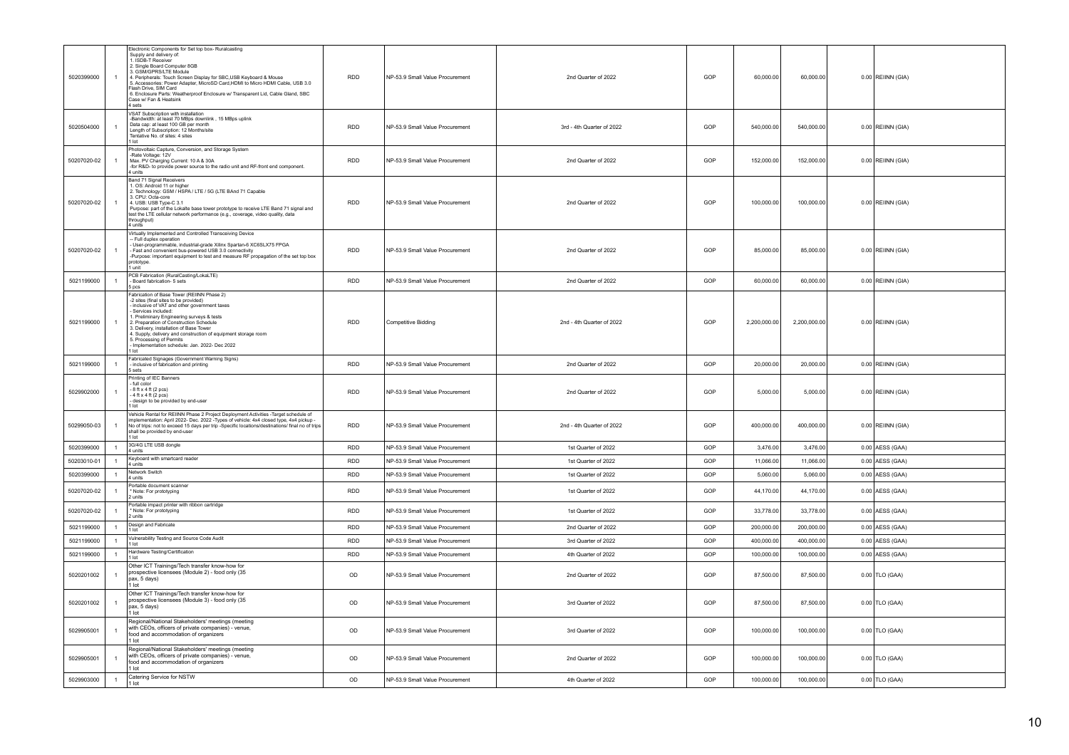| 5020399000 | 1 | Electronic Components for Set top box- Ruralcasting<br>Supply and delivery of:<br>1. ISDB-T Receiver<br>2. Single Board Computer 8GB<br>3. GSM/GPRS/LTE Module<br>4. Peripherals: Touch Screen Display for SBC,USB Keyboard & Mouse<br>5. Accessories: Power Adapter, MicroSD Card,HDMI to Micro HDMI Cable, USB 3.0 Flash Drive, SIM Card<br>6. Enclosure Parts: Weatherproof Enclosure w/ Transparent Lid, Cable Gland, SBC Case w/ Fan & Heatsink<br>4 sets | RDD | NP-53.9 Small Value Procurement | 2nd Quarter of 2022 | GOP | 60,000.00 | 60,000.00 | 0.00 | REIINN (GIA) |
|---|---|---|---|---|---|---|---|---|---|---|
| 5020504000 | 1 | VSAT Subscription with installation<br>-Bandwidth: at least 70 MBps downlink , 15 MBps uplink<br>Data cap: at least 100 GB per month<br>Length of Subscription: 12 Months/site<br>Tentative No. of sites: 4 sites<br>1 lot | RDD | NP-53.9 Small Value Procurement | 3rd - 4th Quarter of 2022 | GOP | 540,000.00 | 540,000.00 | 0.00 | REIINN (GIA) |
| 50207020-02 | 1 | Photovoltaic Capture, Conversion, and Storage System<br>-Rate Voltage: 12V<br>Max. PV Charging Current: 10 A & 30A<br>-for R&D- to provide power source to the radio unit and RF-front end component.<br>4 units | RDD | NP-53.9 Small Value Procurement | 2nd Quarter of 2022 | GOP | 152,000.00 | 152,000.00 | 0.00 | REIINN (GIA) |
| 50207020-02 | 1 | Band 71 Signal Receivers<br>1. OS: Android 11 or higher<br>2. Technology: GSM / HSPA / LTE / 5G (LTE BAnd 71 Capable<br>3. CPU: Octa-core<br>4. USB: USB Type-C 3.1<br>Purpose: part of the Lokalte base tower prototype to receive LTE Band 71 signal and test the LTE cellular network performance (e.g., coverage, video quality, data throughput)<br>4 units | RDD | NP-53.9 Small Value Procurement | 2nd Quarter of 2022 | GOP | 100,000.00 | 100,000.00 | 0.00 | REIINN (GIA) |
| 50207020-02 | 1 | Virtually Implemented and Controlled Transceiving Device<br>-- Full duplex operation<br>- User-programmable, industrial-grade Xilinx Spartan-6 XC6SLX75 FPGA<br>- Fast and convenient bus-powered USB 3.0 connectivity<br>-Purpose: important equipment to test and measure RF propagation of the set top box prototype.<br>1 unit | RDD | NP-53.9 Small Value Procurement | 2nd Quarter of 2022 | GOP | 85,000.00 | 85,000.00 | 0.00 | REIINN (GIA) |
| 5021199000 | 1 | PCB Fabrication (RuralCasting/LokaLTE)<br>- Board fabrication- 5 sets<br>5 pcs | RDD | NP-53.9 Small Value Procurement | 2nd Quarter of 2022 | GOP | 60,000.00 | 60,000.00 | 0.00 | REIINN (GIA) |
| 5021199000 | 1 | Fabrication of Base Tower (REIINN Phase 2)<br>-2 sites (final sites to be provided)<br>- inclusive of VAT and other government taxes<br>- Services included:<br>1. Preliminary Engineering surveys & tests<br>2. Preparation of Construction Schedule<br>3. Delivery, installation of Base Tower<br>4. Supply, delivery and construction of equipment storage room<br>5. Processing of Permits<br>- Implementation schedule: Jan. 2022- Dec 2022<br>1 lot | RDD | Competitive Bidding | 2nd - 4th Quarter of 2022 | GOP | 2,200,000.00 | 2,200,000.00 | 0.00 | REIINN (GIA) |
| 5021199000 | 1 | Fabricated Signages (Government Warning Signs)<br>- inclusive of fabrication and printing<br>5 sets | RDD | NP-53.9 Small Value Procurement | 2nd Quarter of 2022 | GOP | 20,000.00 | 20,000.00 | 0.00 | REIINN (GIA) |
| 5029902000 | 1 | Printing of IEC Banners<br>- full color<br>- 8 ft x 4 ft (2 pcs)<br>- 4 ft x 4 ft (2 pcs)<br>- design to be provided by end-user<br>1 lot | RDD | NP-53.9 Small Value Procurement | 2nd Quarter of 2022 | GOP | 5,000.00 | 5,000.00 | 0.00 | REIINN (GIA) |
| 50299050-03 | 1 | Vehicle Rental for REIINN Phase 2 Project Deployment Activities -Target schedule of implementation: April 2022- Dec. 2022 -Types of vehicle: 4x4 closed type, 4x4 pickup - No of trips: not to exceed 15 days per trip -Specific locations/destinations/ final no of trips shall be provided by end-user<br>1 lot | RDD | NP-53.9 Small Value Procurement | 2nd - 4th Quarter of 2022 | GOP | 400,000.00 | 400,000.00 | 0.00 | REIINN (GIA) |
| 5020399000 | 1 | 3G/4G LTE USB dongle<br>4 units | RDD | NP-53.9 Small Value Procurement | 1st Quarter of 2022 | GOP | 3,476.00 | 3,476.00 | 0.00 | AESS (GAA) |
| 50203010-01 | 1 | Keyboard with smartcard reader<br>4 units | RDD | NP-53.9 Small Value Procurement | 1st Quarter of 2022 | GOP | 11,066.00 | 11,066.00 | 0.00 | AESS (GAA) |
| 5020399000 | 1 | Network Switch<br>4 units | RDD | NP-53.9 Small Value Procurement | 1st Quarter of 2022 | GOP | 5,060.00 | 5,060.00 | 0.00 | AESS (GAA) |
| 50207020-02 | 1 | Portable document scanner<br>* Note: For prototyping<br>2 units | RDD | NP-53.9 Small Value Procurement | 1st Quarter of 2022 | GOP | 44,170.00 | 44,170.00 | 0.00 | AESS (GAA) |
| 50207020-02 | 1 | Portable impact printer with ribbon cartridge<br>* Note: For prototyping<br>2 units | RDD | NP-53.9 Small Value Procurement | 1st Quarter of 2022 | GOP | 33,778.00 | 33,778.00 | 0.00 | AESS (GAA) |
| 5021199000 | 1 | Design and Fabricate<br>1 lot | RDD | NP-53.9 Small Value Procurement | 2nd Quarter of 2022 | GOP | 200,000.00 | 200,000.00 | 0.00 | AESS (GAA) |
| 5021199000 | 1 | Vulnerability Testing and Source Code Audit<br>1 lot | RDD | NP-53.9 Small Value Procurement | 3rd Quarter of 2022 | GOP | 400,000.00 | 400,000.00 | 0.00 | AESS (GAA) |
| 5021199000 | 1 | Hardware Testing/Certification<br>1 lot | RDD | NP-53.9 Small Value Procurement | 4th Quarter of 2022 | GOP | 100,000.00 | 100,000.00 | 0.00 | AESS (GAA) |
| 5020201002 | 1 | Other ICT Trainings/Tech transfer know-how for prospective licensees (Module 2) - food only (35 pax, 5 days)<br>1 lot | OD | NP-53.9 Small Value Procurement | 2nd Quarter of 2022 | GOP | 87,500.00 | 87,500.00 | 0.00 | TLO (GAA) |
| 5020201002 | 1 | Other ICT Trainings/Tech transfer know-how for prospective licensees (Module 3) - food only (35 pax, 5 days)<br>1 lot | OD | NP-53.9 Small Value Procurement | 3rd Quarter of 2022 | GOP | 87,500.00 | 87,500.00 | 0.00 | TLO (GAA) |
| 5029905001 | 1 | Regional/National Stakeholders' meetings (meeting with CEOs, officers of private companies) - venue, food and accommodation of organizers<br>1 lot | OD | NP-53.9 Small Value Procurement | 3rd Quarter of 2022 | GOP | 100,000.00 | 100,000.00 | 0.00 | TLO (GAA) |
| 5029905001 | 1 | Regional/National Stakeholders' meetings (meeting with CEOs, officers of private companies) - venue, food and accommodation of organizers<br>1 lot | OD | NP-53.9 Small Value Procurement | 2nd Quarter of 2022 | GOP | 100,000.00 | 100,000.00 | 0.00 | TLO (GAA) |
| 5029903000 | 1 | Catering Service for NSTW<br>1 lot | OD | NP-53.9 Small Value Procurement | 4th Quarter of 2022 | GOP | 100,000.00 | 100,000.00 | 0.00 | TLO (GAA) |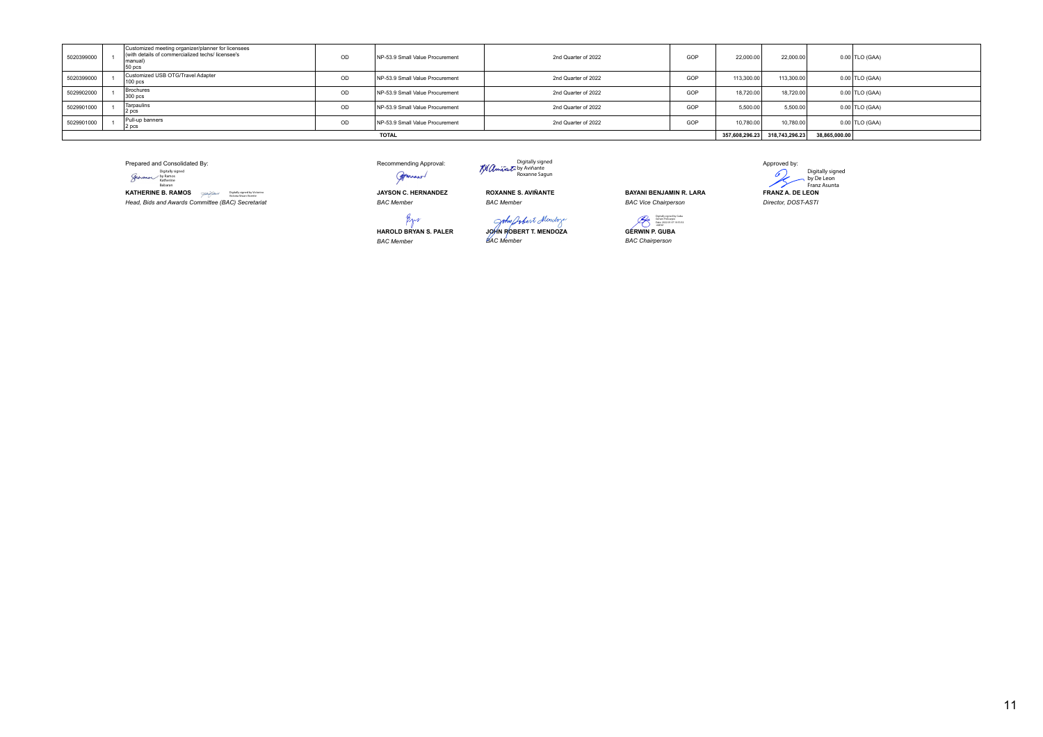| | | | | | | | | | | |
|---|---|---|---|---|---|---|---|---|---|---|
| 5020399000 | 1 | Customized meeting organizer/planner for licensees (with details of commercialized techs/ licensee's manual) 50 pcs | OD | NP-53.9 Small Value Procurement | 2nd Quarter of 2022 | GOP | 22,000.00 | 22,000.00 | 0.00 | TLO (GAA) |
| 5020399000 | 1 | Customized USB OTG/Travel Adapter 100 pcs | OD | NP-53.9 Small Value Procurement | 2nd Quarter of 2022 | GOP | 113,300.00 | 113,300.00 | 0.00 | TLO (GAA) |
| 5029902000 | 1 | Brochures 300 pcs | OD | NP-53.9 Small Value Procurement | 2nd Quarter of 2022 | GOP | 18,720.00 | 18,720.00 | 0.00 | TLO (GAA) |
| 5029901000 | 1 | Tarpaulins 2 pcs | OD | NP-53.9 Small Value Procurement | 2nd Quarter of 2022 | GOP | 5,500.00 | 5,500.00 | 0.00 | TLO (GAA) |
| 5029901000 | 1 | Pull-up banners 2 pcs | OD | NP-53.9 Small Value Procurement | 2nd Quarter of 2022 | GOP | 10,780.00 | 10,780.00 | 0.00 | TLO (GAA) |
| | | | | TOTAL | | | 357,608,296.23 | 318,743,296.23 | 38,865,000.00 | |

Prepared and Consolidated By:

Digitally signed by Ramos Katherine Babaran

**KATHERINE B. RAMOS**

Digitally signed by Victorino Victoria Shaun Ricente

*Head, Bids and Awards Committee (BAC) Secretariat*

Recommending Approval:

**JAYSON C. HERNANDEZ**
*BAC Member*

Digitally signed by Aviñante Roxanne Sagun

**ROXANNE S. AVIÑANTE**
*BAC Member*

**BAYANI BENJAMIN R. LARA**
*BAC Vice Chairperson*

**HAROLD BRYAN S. PALER**
*BAC Member*

**JOHN ROBERT T. MENDOZA**
*BAC Member*

Digitally signed by Guba Gerwin Policarpio

**GERWIN P. GUBA**
*BAC Chairperson*

Approved by:

Digitally signed by De Leon Franz Asunta

**FRANZ A. DE LEON**
*Director, DOST-ASTI*